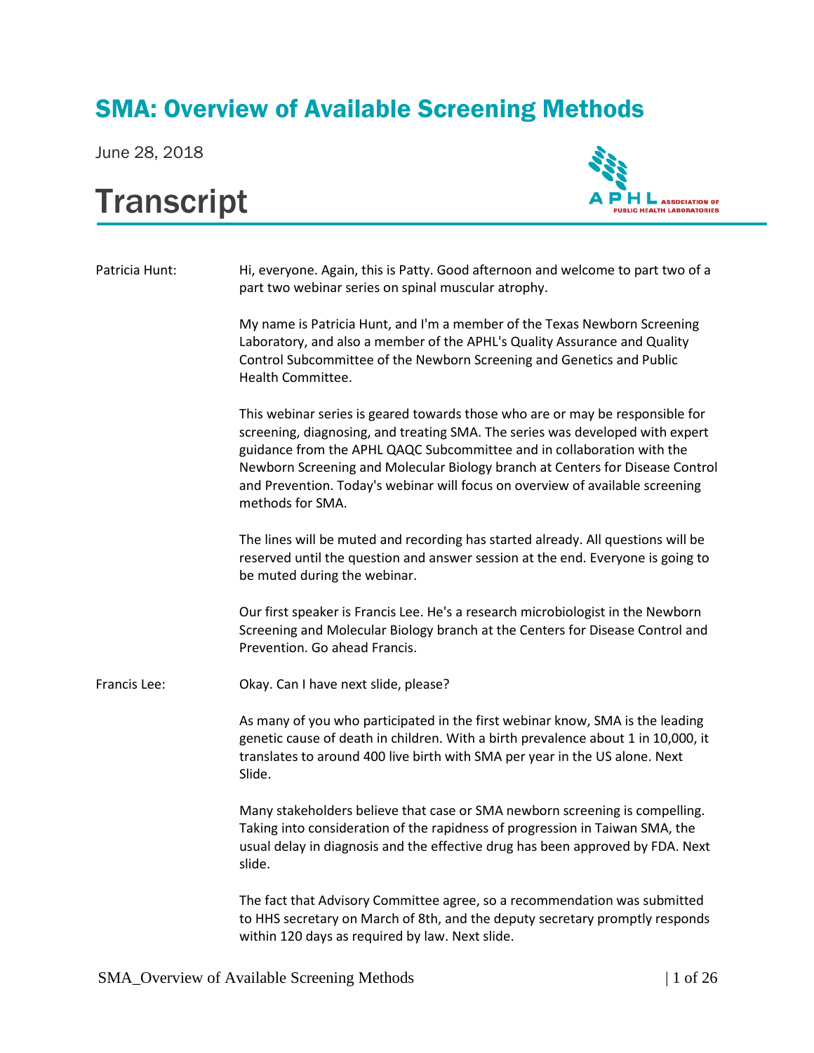# SMA: Overview of Available Screening Methods

June 28, 2018

# Transcript

Patricia Hunt: Hi, everyone. Again, this is Patty. Good afternoon and welcome to part two of a part two webinar series on spinal muscular atrophy.

My name is Patricia Hunt, and I'm a member of the Texas Newborn Screening Laboratory, and also a member of the APHL's Quality Assurance and Quality Control Subcommittee of the Newborn Screening and Genetics and Public Health Committee.

This webinar series is geared towards those who are or may be responsible for screening, diagnosing, and treating SMA. The series was developed with expert guidance from the APHL QAQC Subcommittee and in collaboration with the Newborn Screening and Molecular Biology branch at Centers for Disease Control and Prevention. Today's webinar will focus on overview of available screening methods for SMA.

The lines will be muted and recording has started already. All questions will be reserved until the question and answer session at the end. Everyone is going to be muted during the webinar.

Our first speaker is Francis Lee. He's a research microbiologist in the Newborn Screening and Molecular Biology branch at the Centers for Disease Control and Prevention. Go ahead Francis.

Francis Lee: Okay. Can I have next slide, please?

As many of you who participated in the first webinar know, SMA is the leading genetic cause of death in children. With a birth prevalence about 1 in 10,000, it translates to around 400 live birth with SMA per year in the US alone. Next Slide.

Many stakeholders believe that case or SMA newborn screening is compelling. Taking into consideration of the rapidness of progression in Taiwan SMA, the usual delay in diagnosis and the effective drug has been approved by FDA. Next slide.

The fact that Advisory Committee agree, so a recommendation was submitted to HHS secretary on March of 8th, and the deputy secretary promptly responds within 120 days as required by law. Next slide.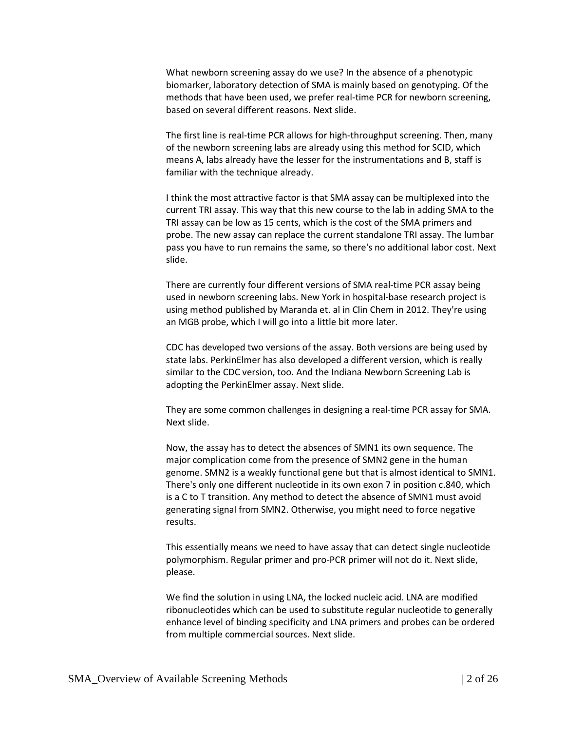What newborn screening assay do we use? In the absence of a phenotypic biomarker, laboratory detection of SMA is mainly based on genotyping. Of the methods that have been used, we prefer real-time PCR for newborn screening, based on several different reasons. Next slide.

The first line is real-time PCR allows for high-throughput screening. Then, many of the newborn screening labs are already using this method for SCID, which means A, labs already have the lesser for the instrumentations and B, staff is familiar with the technique already.

I think the most attractive factor is that SMA assay can be multiplexed into the current TRI assay. This way that this new course to the lab in adding SMA to the TRI assay can be low as 15 cents, which is the cost of the SMA primers and probe. The new assay can replace the current standalone TRI assay. The lumbar pass you have to run remains the same, so there's no additional labor cost. Next slide.

There are currently four different versions of SMA real-time PCR assay being used in newborn screening labs. New York in hospital-base research project is using method published by Maranda et. al in Clin Chem in 2012. They're using an MGB probe, which I will go into a little bit more later.

CDC has developed two versions of the assay. Both versions are being used by state labs. PerkinElmer has also developed a different version, which is really similar to the CDC version, too. And the Indiana Newborn Screening Lab is adopting the PerkinElmer assay. Next slide.

They are some common challenges in designing a real-time PCR assay for SMA. Next slide.

Now, the assay has to detect the absences of SMN1 its own sequence. The major complication come from the presence of SMN2 gene in the human genome. SMN2 is a weakly functional gene but that is almost identical to SMN1. There's only one different nucleotide in its own exon 7 in position c.840, which is a C to T transition. Any method to detect the absence of SMN1 must avoid generating signal from SMN2. Otherwise, you might need to force negative results.

This essentially means we need to have assay that can detect single nucleotide polymorphism. Regular primer and pro-PCR primer will not do it. Next slide, please.

We find the solution in using LNA, the locked nucleic acid. LNA are modified ribonucleotides which can be used to substitute regular nucleotide to generally enhance level of binding specificity and LNA primers and probes can be ordered from multiple commercial sources. Next slide.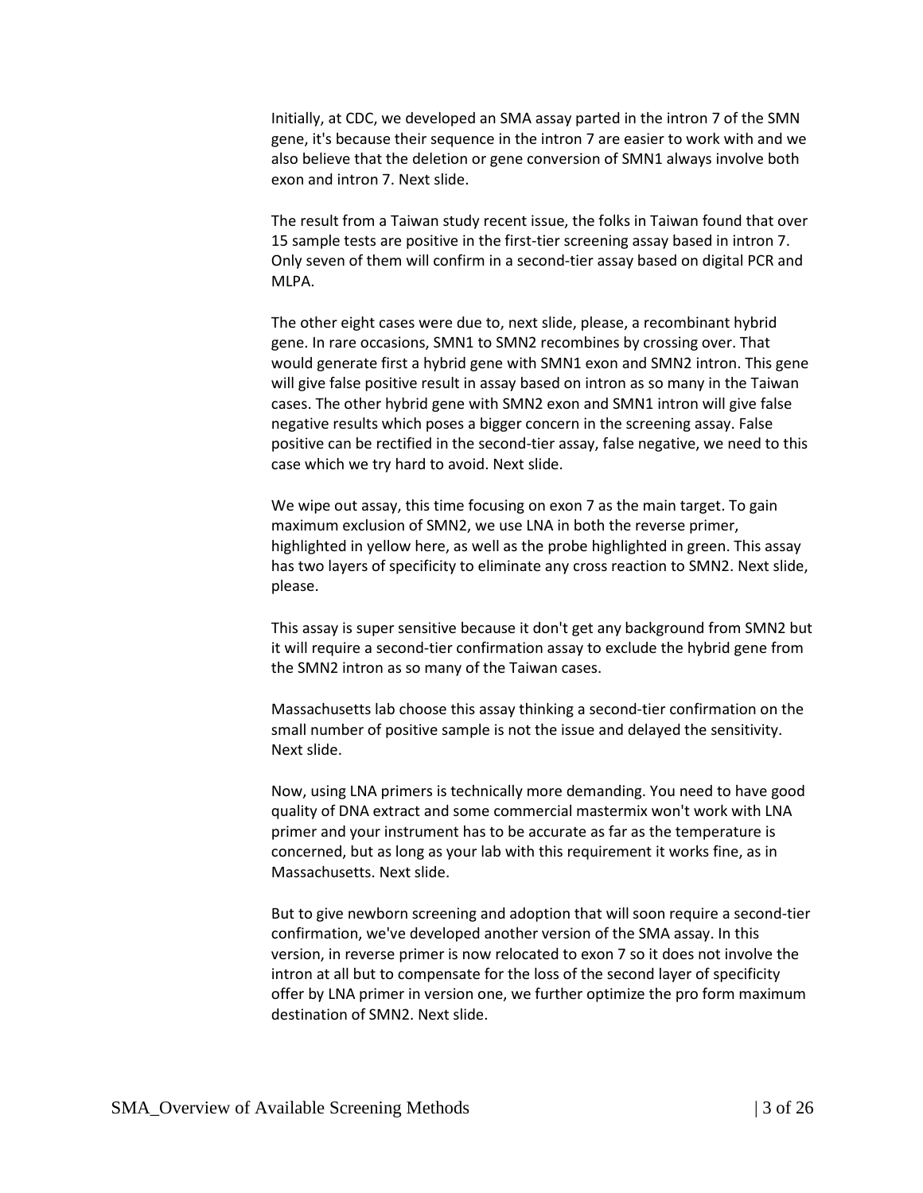Initially, at CDC, we developed an SMA assay parted in the intron 7 of the SMN gene, it's because their sequence in the intron 7 are easier to work with and we also believe that the deletion or gene conversion of SMN1 always involve both exon and intron 7. Next slide.

The result from a Taiwan study recent issue, the folks in Taiwan found that over 15 sample tests are positive in the first-tier screening assay based in intron 7. Only seven of them will confirm in a second-tier assay based on digital PCR and MLPA.

The other eight cases were due to, next slide, please, a recombinant hybrid gene. In rare occasions, SMN1 to SMN2 recombines by crossing over. That would generate first a hybrid gene with SMN1 exon and SMN2 intron. This gene will give false positive result in assay based on intron as so many in the Taiwan cases. The other hybrid gene with SMN2 exon and SMN1 intron will give false negative results which poses a bigger concern in the screening assay. False positive can be rectified in the second-tier assay, false negative, we need to this case which we try hard to avoid. Next slide.

We wipe out assay, this time focusing on exon 7 as the main target. To gain maximum exclusion of SMN2, we use LNA in both the reverse primer, highlighted in yellow here, as well as the probe highlighted in green. This assay has two layers of specificity to eliminate any cross reaction to SMN2. Next slide, please.

This assay is super sensitive because it don't get any background from SMN2 but it will require a second-tier confirmation assay to exclude the hybrid gene from the SMN2 intron as so many of the Taiwan cases.

Massachusetts lab choose this assay thinking a second-tier confirmation on the small number of positive sample is not the issue and delayed the sensitivity. Next slide.

Now, using LNA primers is technically more demanding. You need to have good quality of DNA extract and some commercial mastermix won't work with LNA primer and your instrument has to be accurate as far as the temperature is concerned, but as long as your lab with this requirement it works fine, as in Massachusetts. Next slide.

But to give newborn screening and adoption that will soon require a second-tier confirmation, we've developed another version of the SMA assay. In this version, in reverse primer is now relocated to exon 7 so it does not involve the intron at all but to compensate for the loss of the second layer of specificity offer by LNA primer in version one, we further optimize the pro form maximum destination of SMN2. Next slide.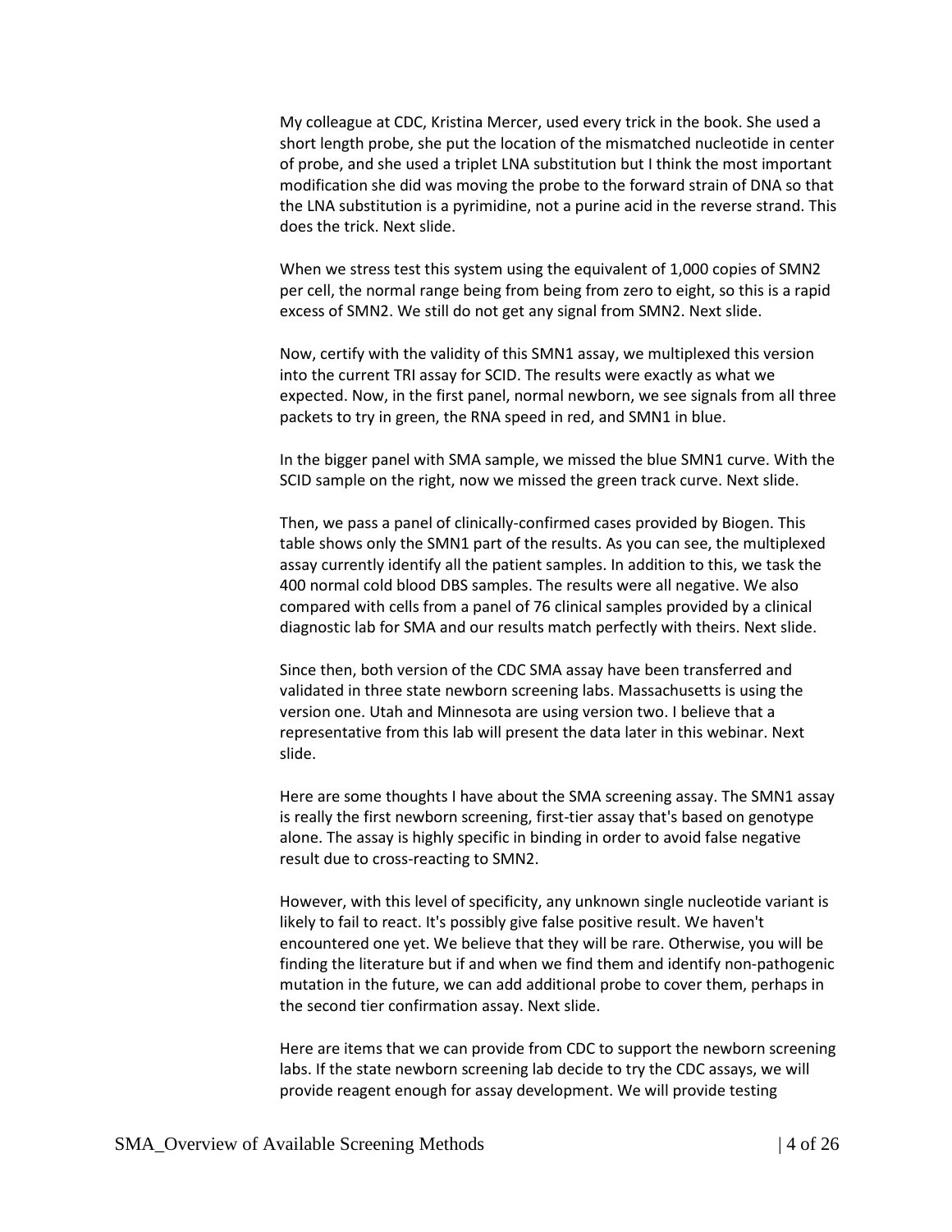My colleague at CDC, Kristina Mercer, used every trick in the book. She used a short length probe, she put the location of the mismatched nucleotide in center of probe, and she used a triplet LNA substitution but I think the most important modification she did was moving the probe to the forward strain of DNA so that the LNA substitution is a pyrimidine, not a purine acid in the reverse strand. This does the trick. Next slide.

When we stress test this system using the equivalent of 1,000 copies of SMN2 per cell, the normal range being from being from zero to eight, so this is a rapid excess of SMN2. We still do not get any signal from SMN2. Next slide.

Now, certify with the validity of this SMN1 assay, we multiplexed this version into the current TRI assay for SCID. The results were exactly as what we expected. Now, in the first panel, normal newborn, we see signals from all three packets to try in green, the RNA speed in red, and SMN1 in blue.

In the bigger panel with SMA sample, we missed the blue SMN1 curve. With the SCID sample on the right, now we missed the green track curve. Next slide.

Then, we pass a panel of clinically-confirmed cases provided by Biogen. This table shows only the SMN1 part of the results. As you can see, the multiplexed assay currently identify all the patient samples. In addition to this, we task the 400 normal cold blood DBS samples. The results were all negative. We also compared with cells from a panel of 76 clinical samples provided by a clinical diagnostic lab for SMA and our results match perfectly with theirs. Next slide.

Since then, both version of the CDC SMA assay have been transferred and validated in three state newborn screening labs. Massachusetts is using the version one. Utah and Minnesota are using version two. I believe that a representative from this lab will present the data later in this webinar. Next slide.

Here are some thoughts I have about the SMA screening assay. The SMN1 assay is really the first newborn screening, first-tier assay that's based on genotype alone. The assay is highly specific in binding in order to avoid false negative result due to cross-reacting to SMN2.

However, with this level of specificity, any unknown single nucleotide variant is likely to fail to react. It's possibly give false positive result. We haven't encountered one yet. We believe that they will be rare. Otherwise, you will be finding the literature but if and when we find them and identify non-pathogenic mutation in the future, we can add additional probe to cover them, perhaps in the second tier confirmation assay. Next slide.

Here are items that we can provide from CDC to support the newborn screening labs. If the state newborn screening lab decide to try the CDC assays, we will provide reagent enough for assay development. We will provide testing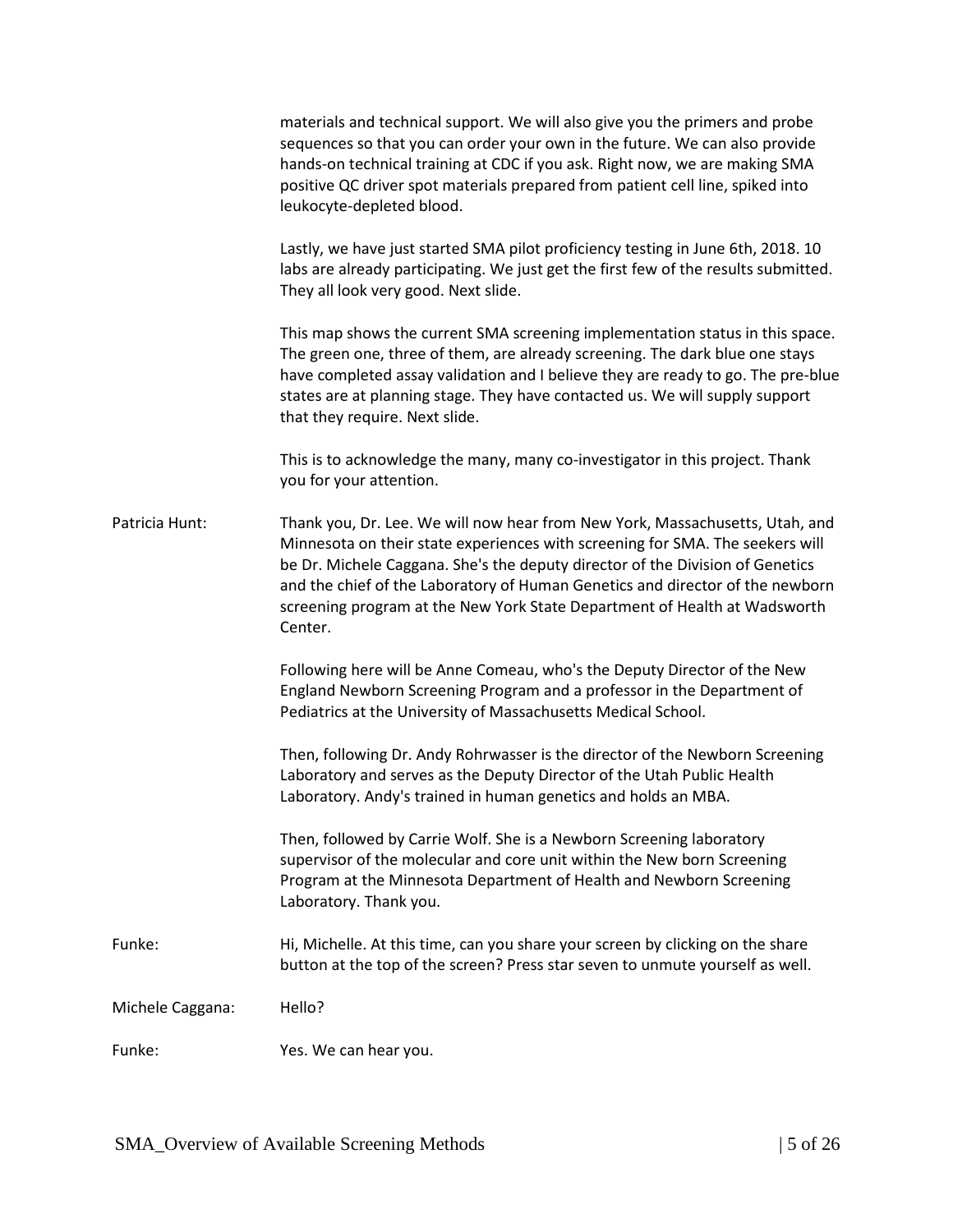materials and technical support. We will also give you the primers and probe sequences so that you can order your own in the future. We can also provide hands-on technical training at CDC if you ask. Right now, we are making SMA positive QC driver spot materials prepared from patient cell line, spiked into leukocyte-depleted blood.

Lastly, we have just started SMA pilot proficiency testing in June 6th, 2018. 10 labs are already participating. We just get the first few of the results submitted. They all look very good. Next slide.

This map shows the current SMA screening implementation status in this space. The green one, three of them, are already screening. The dark blue one stays have completed assay validation and I believe they are ready to go. The pre-blue states are at planning stage. They have contacted us. We will supply support that they require. Next slide.

This is to acknowledge the many, many co-investigator in this project. Thank you for your attention.

Patricia Hunt: Thank you, Dr. Lee. We will now hear from New York, Massachusetts, Utah, and Minnesota on their state experiences with screening for SMA. The seekers will be Dr. Michele Caggana. She's the deputy director of the Division of Genetics and the chief of the Laboratory of Human Genetics and director of the newborn screening program at the New York State Department of Health at Wadsworth Center.

Following here will be Anne Comeau, who's the Deputy Director of the New England Newborn Screening Program and a professor in the Department of Pediatrics at the University of Massachusetts Medical School.

Then, following Dr. Andy Rohrwasser is the director of the Newborn Screening Laboratory and serves as the Deputy Director of the Utah Public Health Laboratory. Andy's trained in human genetics and holds an MBA.

Then, followed by Carrie Wolf. She is a Newborn Screening laboratory supervisor of the molecular and core unit within the New born Screening Program at the Minnesota Department of Health and Newborn Screening Laboratory. Thank you.

Funke: Hi, Michelle. At this time, can you share your screen by clicking on the share button at the top of the screen? Press star seven to unmute yourself as well.

Michele Caggana: Hello?

Funke: Yes. We can hear you.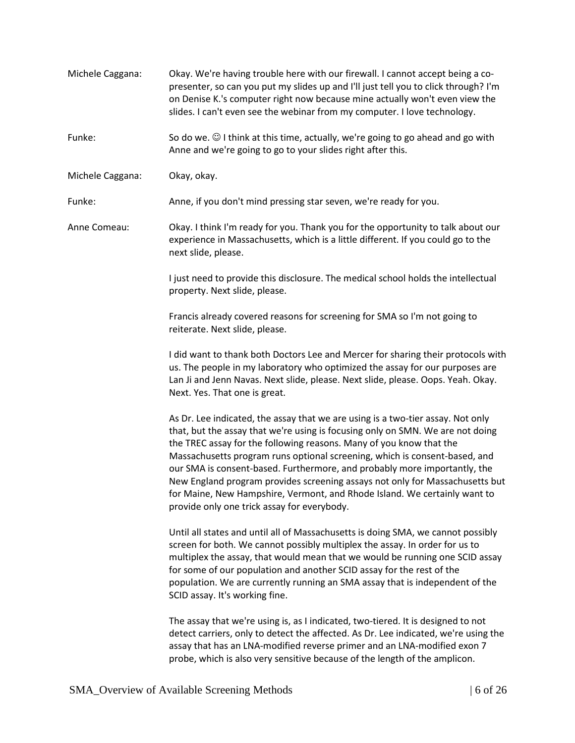**Michele Caggana:** Okay. We're having trouble here with our firewall. I cannot accept being a co-presenter, so can you put my slides up and I'll just tell you to click through? I'm on Denise K.'s computer right now because mine actually won't even view the slides. I can't even see the webinar from my computer. I love technology.

**Funke:** So do we. ☺ I think at this time, actually, we're going to go ahead and go with Anne and we're going to go to your slides right after this.

**Michele Caggana:** Okay, okay.

**Funke:** Anne, if you don't mind pressing star seven, we're ready for you.

**Anne Comeau:** Okay. I think I'm ready for you. Thank you for the opportunity to talk about our experience in Massachusetts, which is a little different. If you could go to the next slide, please.

I just need to provide this disclosure. The medical school holds the intellectual property. Next slide, please.

Francis already covered reasons for screening for SMA so I'm not going to reiterate. Next slide, please.

I did want to thank both Doctors Lee and Mercer for sharing their protocols with us. The people in my laboratory who optimized the assay for our purposes are Lan Ji and Jenn Navas. Next slide, please. Next slide, please. Oops. Yeah. Okay. Next. Yes. That one is great.

As Dr. Lee indicated, the assay that we are using is a two-tier assay. Not only that, but the assay that we're using is focusing only on SMN. We are not doing the TREC assay for the following reasons. Many of you know that the Massachusetts program runs optional screening, which is consent-based, and our SMA is consent-based. Furthermore, and probably more importantly, the New England program provides screening assays not only for Massachusetts but for Maine, New Hampshire, Vermont, and Rhode Island. We certainly want to provide only one trick assay for everybody.

Until all states and until all of Massachusetts is doing SMA, we cannot possibly screen for both. We cannot possibly multiplex the assay. In order for us to multiplex the assay, that would mean that we would be running one SCID assay for some of our population and another SCID assay for the rest of the population. We are currently running an SMA assay that is independent of the SCID assay. It's working fine.

The assay that we're using is, as I indicated, two-tiered. It is designed to not detect carriers, only to detect the affected. As Dr. Lee indicated, we're using the assay that has an LNA-modified reverse primer and an LNA-modified exon 7 probe, which is also very sensitive because of the length of the amplicon.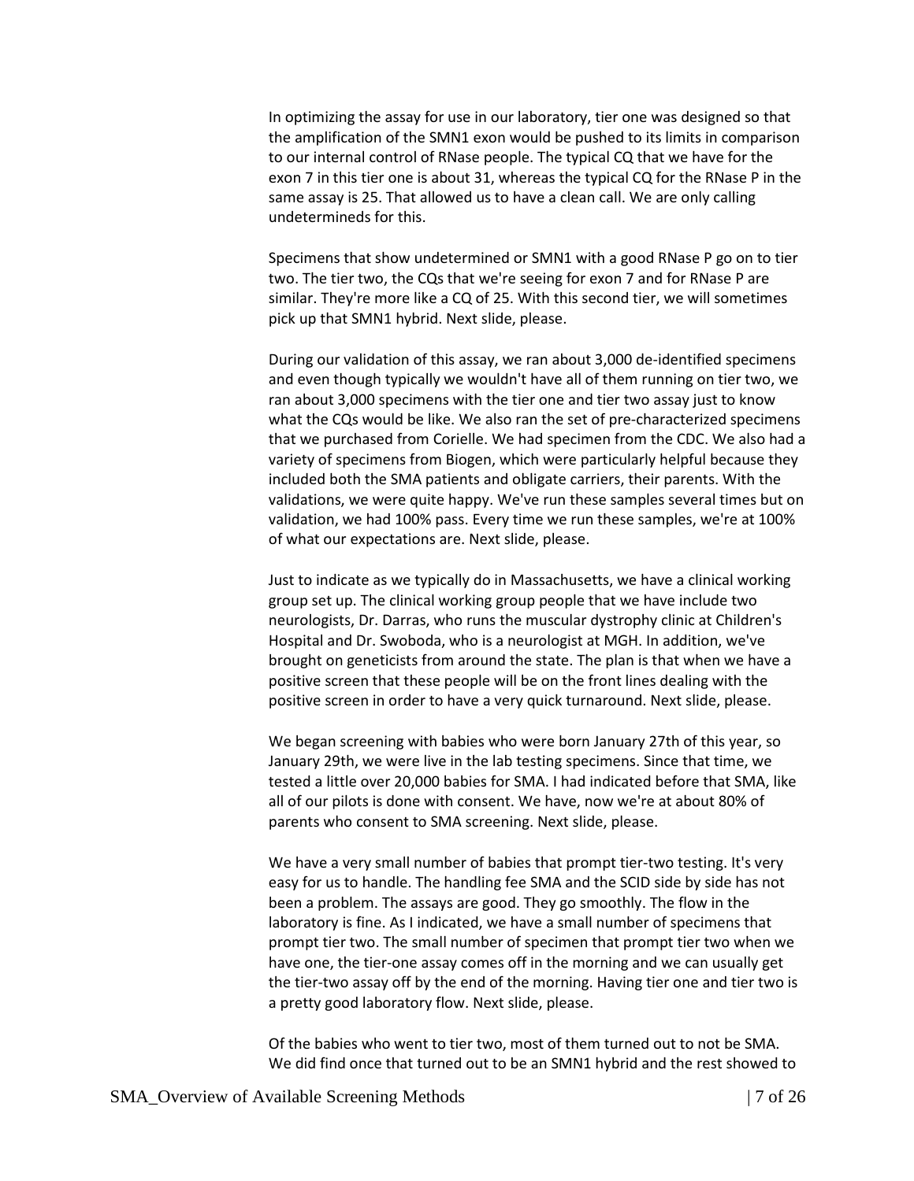In optimizing the assay for use in our laboratory, tier one was designed so that the amplification of the SMN1 exon would be pushed to its limits in comparison to our internal control of RNase people. The typical CQ that we have for the exon 7 in this tier one is about 31, whereas the typical CQ for the RNase P in the same assay is 25. That allowed us to have a clean call. We are only calling undetermineds for this.

Specimens that show undetermined or SMN1 with a good RNase P go on to tier two. The tier two, the CQs that we're seeing for exon 7 and for RNase P are similar. They're more like a CQ of 25. With this second tier, we will sometimes pick up that SMN1 hybrid. Next slide, please.

During our validation of this assay, we ran about 3,000 de-identified specimens and even though typically we wouldn't have all of them running on tier two, we ran about 3,000 specimens with the tier one and tier two assay just to know what the CQs would be like. We also ran the set of pre-characterized specimens that we purchased from Corielle. We had specimen from the CDC. We also had a variety of specimens from Biogen, which were particularly helpful because they included both the SMA patients and obligate carriers, their parents. With the validations, we were quite happy. We've run these samples several times but on validation, we had 100% pass. Every time we run these samples, we're at 100% of what our expectations are. Next slide, please.

Just to indicate as we typically do in Massachusetts, we have a clinical working group set up. The clinical working group people that we have include two neurologists, Dr. Darras, who runs the muscular dystrophy clinic at Children's Hospital and Dr. Swoboda, who is a neurologist at MGH. In addition, we've brought on geneticists from around the state. The plan is that when we have a positive screen that these people will be on the front lines dealing with the positive screen in order to have a very quick turnaround. Next slide, please.

We began screening with babies who were born January 27th of this year, so January 29th, we were live in the lab testing specimens. Since that time, we tested a little over 20,000 babies for SMA. I had indicated before that SMA, like all of our pilots is done with consent. We have, now we're at about 80% of parents who consent to SMA screening. Next slide, please.

We have a very small number of babies that prompt tier-two testing. It's very easy for us to handle. The handling fee SMA and the SCID side by side has not been a problem. The assays are good. They go smoothly. The flow in the laboratory is fine. As I indicated, we have a small number of specimens that prompt tier two. The small number of specimen that prompt tier two when we have one, the tier-one assay comes off in the morning and we can usually get the tier-two assay off by the end of the morning. Having tier one and tier two is a pretty good laboratory flow. Next slide, please.

Of the babies who went to tier two, most of them turned out to not be SMA. We did find once that turned out to be an SMN1 hybrid and the rest showed to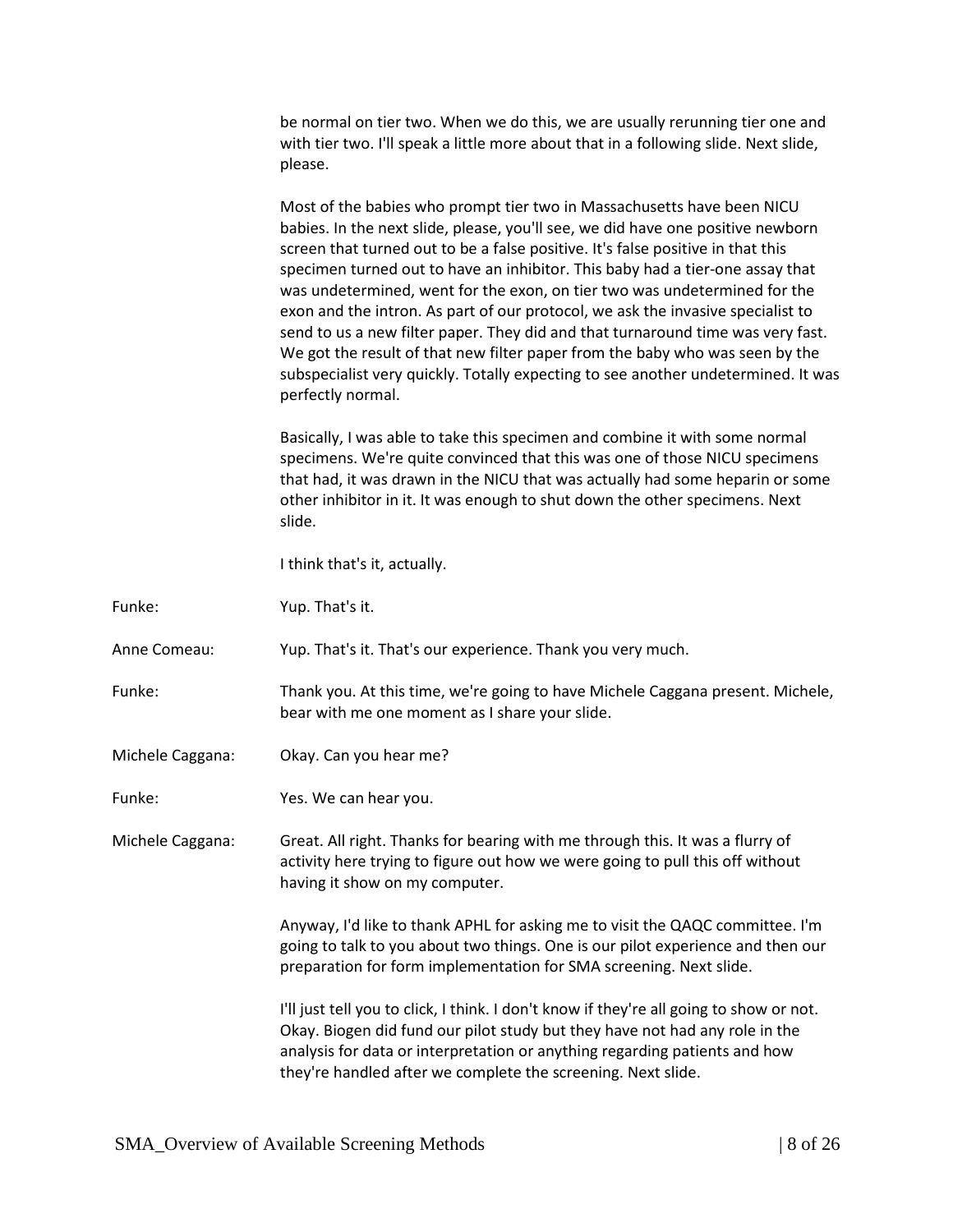be normal on tier two. When we do this, we are usually rerunning tier one and with tier two. I'll speak a little more about that in a following slide. Next slide, please.

Most of the babies who prompt tier two in Massachusetts have been NICU babies. In the next slide, please, you'll see, we did have one positive newborn screen that turned out to be a false positive. It's false positive in that this specimen turned out to have an inhibitor. This baby had a tier-one assay that was undetermined, went for the exon, on tier two was undetermined for the exon and the intron. As part of our protocol, we ask the invasive specialist to send to us a new filter paper. They did and that turnaround time was very fast. We got the result of that new filter paper from the baby who was seen by the subspecialist very quickly. Totally expecting to see another undetermined. It was perfectly normal.

Basically, I was able to take this specimen and combine it with some normal specimens. We're quite convinced that this was one of those NICU specimens that had, it was drawn in the NICU that was actually had some heparin or some other inhibitor in it. It was enough to shut down the other specimens. Next slide.

I think that's it, actually.

Funke: Yup. That's it.

Anne Comeau: Yup. That's it. That's our experience. Thank you very much.

Funke: Thank you. At this time, we're going to have Michele Caggana present. Michele, bear with me one moment as I share your slide.

Michele Caggana: Okay. Can you hear me?

Funke: Yes. We can hear you.

Michele Caggana: Great. All right. Thanks for bearing with me through this. It was a flurry of activity here trying to figure out how we were going to pull this off without having it show on my computer.

Anyway, I'd like to thank APHL for asking me to visit the QAQC committee. I'm going to talk to you about two things. One is our pilot experience and then our preparation for form implementation for SMA screening. Next slide.

I'll just tell you to click, I think. I don't know if they're all going to show or not. Okay. Biogen did fund our pilot study but they have not had any role in the analysis for data or interpretation or anything regarding patients and how they're handled after we complete the screening. Next slide.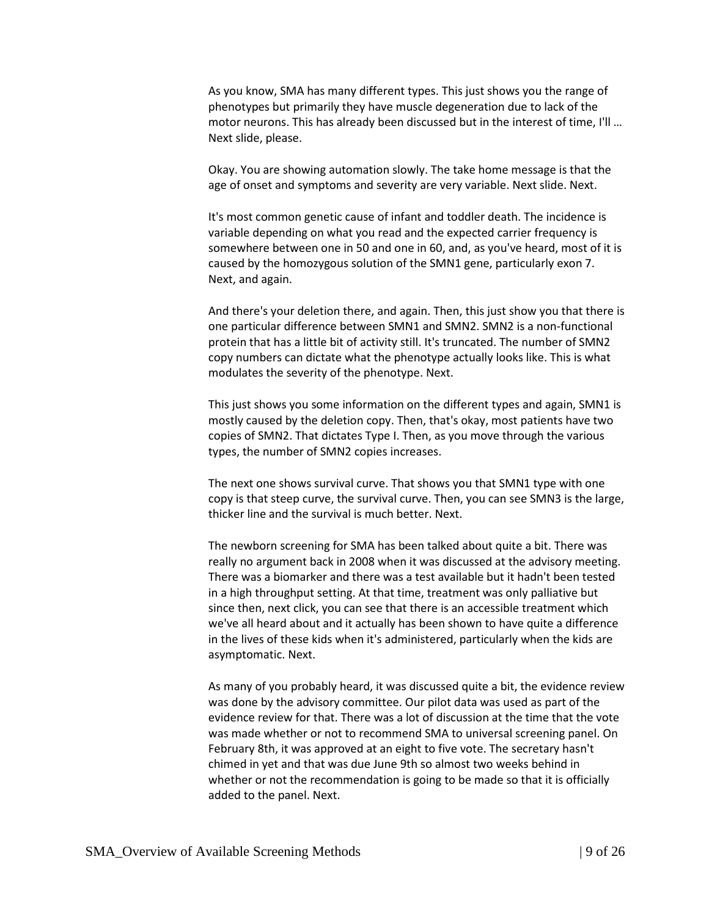As you know, SMA has many different types. This just shows you the range of phenotypes but primarily they have muscle degeneration due to lack of the motor neurons. This has already been discussed but in the interest of time, I'll … Next slide, please.

Okay. You are showing automation slowly. The take home message is that the age of onset and symptoms and severity are very variable. Next slide. Next.

It's most common genetic cause of infant and toddler death. The incidence is variable depending on what you read and the expected carrier frequency is somewhere between one in 50 and one in 60, and, as you've heard, most of it is caused by the homozygous solution of the SMN1 gene, particularly exon 7. Next, and again.

And there's your deletion there, and again. Then, this just show you that there is one particular difference between SMN1 and SMN2. SMN2 is a non-functional protein that has a little bit of activity still. It's truncated. The number of SMN2 copy numbers can dictate what the phenotype actually looks like. This is what modulates the severity of the phenotype. Next.

This just shows you some information on the different types and again, SMN1 is mostly caused by the deletion copy. Then, that's okay, most patients have two copies of SMN2. That dictates Type I. Then, as you move through the various types, the number of SMN2 copies increases.

The next one shows survival curve. That shows you that SMN1 type with one copy is that steep curve, the survival curve. Then, you can see SMN3 is the large, thicker line and the survival is much better. Next.

The newborn screening for SMA has been talked about quite a bit. There was really no argument back in 2008 when it was discussed at the advisory meeting. There was a biomarker and there was a test available but it hadn't been tested in a high throughput setting. At that time, treatment was only palliative but since then, next click, you can see that there is an accessible treatment which we've all heard about and it actually has been shown to have quite a difference in the lives of these kids when it's administered, particularly when the kids are asymptomatic. Next.

As many of you probably heard, it was discussed quite a bit, the evidence review was done by the advisory committee. Our pilot data was used as part of the evidence review for that. There was a lot of discussion at the time that the vote was made whether or not to recommend SMA to universal screening panel. On February 8th, it was approved at an eight to five vote. The secretary hasn't chimed in yet and that was due June 9th so almost two weeks behind in whether or not the recommendation is going to be made so that it is officially added to the panel. Next.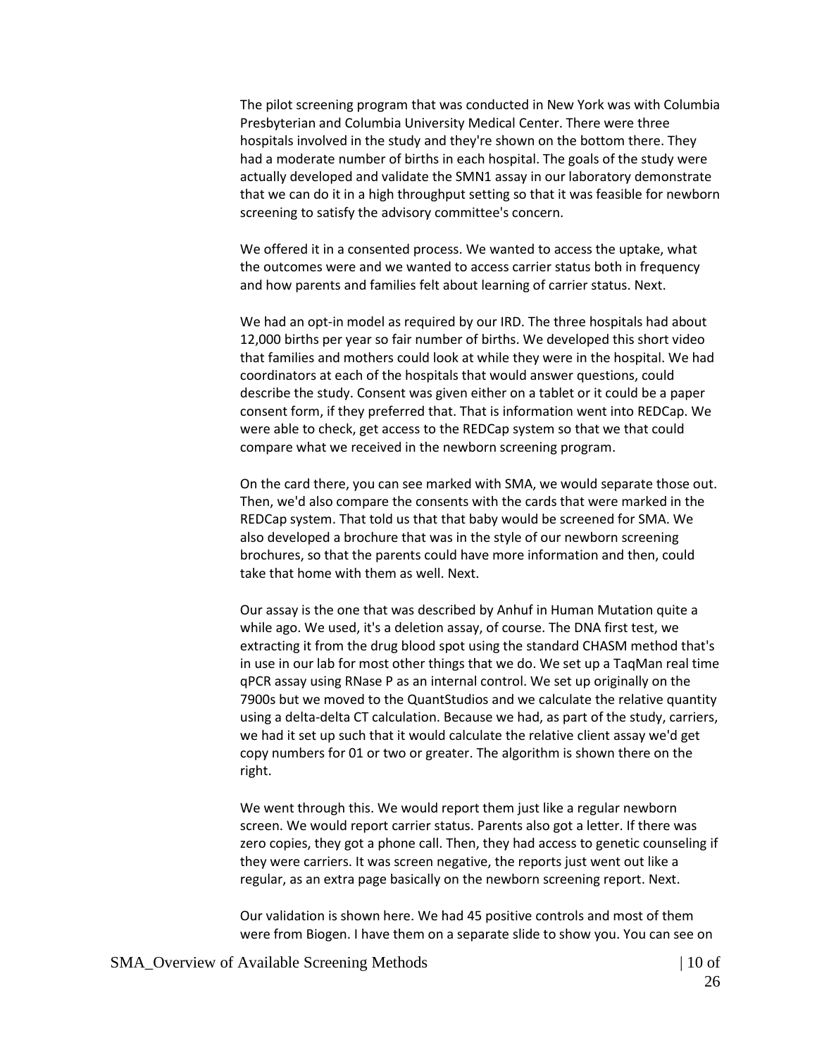The pilot screening program that was conducted in New York was with Columbia Presbyterian and Columbia University Medical Center. There were three hospitals involved in the study and they're shown on the bottom there. They had a moderate number of births in each hospital. The goals of the study were actually developed and validate the SMN1 assay in our laboratory demonstrate that we can do it in a high throughput setting so that it was feasible for newborn screening to satisfy the advisory committee's concern.

We offered it in a consented process. We wanted to access the uptake, what the outcomes were and we wanted to access carrier status both in frequency and how parents and families felt about learning of carrier status. Next.

We had an opt-in model as required by our IRD. The three hospitals had about 12,000 births per year so fair number of births. We developed this short video that families and mothers could look at while they were in the hospital. We had coordinators at each of the hospitals that would answer questions, could describe the study. Consent was given either on a tablet or it could be a paper consent form, if they preferred that. That is information went into REDCap. We were able to check, get access to the REDCap system so that we that could compare what we received in the newborn screening program.

On the card there, you can see marked with SMA, we would separate those out. Then, we'd also compare the consents with the cards that were marked in the REDCap system. That told us that that baby would be screened for SMA. We also developed a brochure that was in the style of our newborn screening brochures, so that the parents could have more information and then, could take that home with them as well. Next.

Our assay is the one that was described by Anhuf in Human Mutation quite a while ago. We used, it's a deletion assay, of course. The DNA first test, we extracting it from the drug blood spot using the standard CHASM method that's in use in our lab for most other things that we do. We set up a TaqMan real time qPCR assay using RNase P as an internal control. We set up originally on the 7900s but we moved to the QuantStudios and we calculate the relative quantity using a delta-delta CT calculation. Because we had, as part of the study, carriers, we had it set up such that it would calculate the relative client assay we'd get copy numbers for 01 or two or greater. The algorithm is shown there on the right.

We went through this. We would report them just like a regular newborn screen. We would report carrier status. Parents also got a letter. If there was zero copies, they got a phone call. Then, they had access to genetic counseling if they were carriers. It was screen negative, the reports just went out like a regular, as an extra page basically on the newborn screening report. Next.

Our validation is shown here. We had 45 positive controls and most of them were from Biogen. I have them on a separate slide to show you. You can see on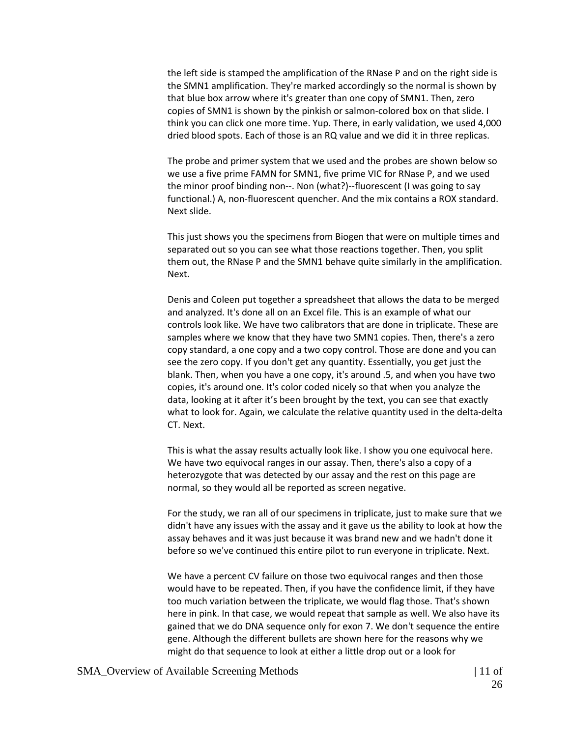the left side is stamped the amplification of the RNase P and on the right side is the SMN1 amplification. They're marked accordingly so the normal is shown by that blue box arrow where it's greater than one copy of SMN1. Then, zero copies of SMN1 is shown by the pinkish or salmon-colored box on that slide. I think you can click one more time. Yup. There, in early validation, we used 4,000 dried blood spots. Each of those is an RQ value and we did it in three replicas.

The probe and primer system that we used and the probes are shown below so we use a five prime FAMN for SMN1, five prime VIC for RNase P, and we used the minor proof binding non--. Non (what?)--fluorescent (I was going to say functional.) A, non-fluorescent quencher. And the mix contains a ROX standard. Next slide.

This just shows you the specimens from Biogen that were on multiple times and separated out so you can see what those reactions together. Then, you split them out, the RNase P and the SMN1 behave quite similarly in the amplification. Next.

Denis and Coleen put together a spreadsheet that allows the data to be merged and analyzed. It's done all on an Excel file. This is an example of what our controls look like. We have two calibrators that are done in triplicate. These are samples where we know that they have two SMN1 copies. Then, there's a zero copy standard, a one copy and a two copy control. Those are done and you can see the zero copy. If you don't get any quantity. Essentially, you get just the blank. Then, when you have a one copy, it's around .5, and when you have two copies, it's around one. It's color coded nicely so that when you analyze the data, looking at it after it's been brought by the text, you can see that exactly what to look for. Again, we calculate the relative quantity used in the delta-delta CT. Next.

This is what the assay results actually look like. I show you one equivocal here. We have two equivocal ranges in our assay. Then, there's also a copy of a heterozygote that was detected by our assay and the rest on this page are normal, so they would all be reported as screen negative.

For the study, we ran all of our specimens in triplicate, just to make sure that we didn't have any issues with the assay and it gave us the ability to look at how the assay behaves and it was just because it was brand new and we hadn't done it before so we've continued this entire pilot to run everyone in triplicate. Next.

We have a percent CV failure on those two equivocal ranges and then those would have to be repeated. Then, if you have the confidence limit, if they have too much variation between the triplicate, we would flag those. That's shown here in pink. In that case, we would repeat that sample as well. We also have its gained that we do DNA sequence only for exon 7. We don't sequence the entire gene. Although the different bullets are shown here for the reasons why we might do that sequence to look at either a little drop out or a look for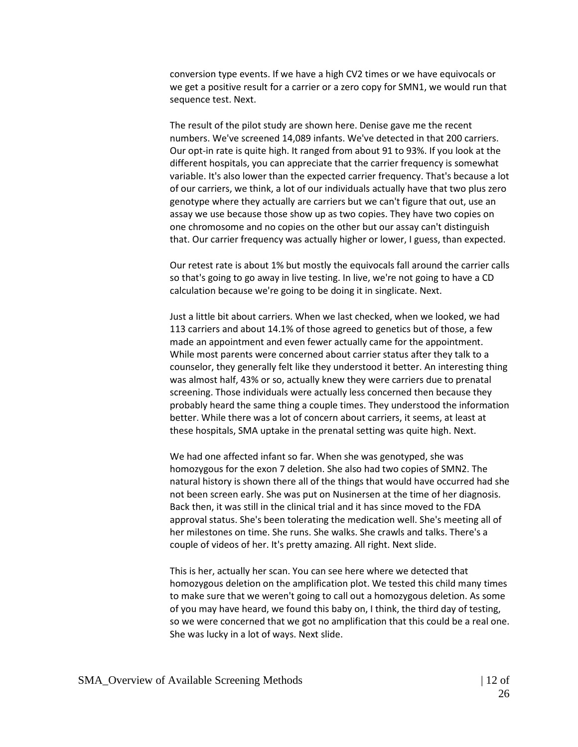conversion type events. If we have a high CV2 times or we have equivocals or we get a positive result for a carrier or a zero copy for SMN1, we would run that sequence test. Next.

The result of the pilot study are shown here. Denise gave me the recent numbers. We've screened 14,089 infants. We've detected in that 200 carriers. Our opt-in rate is quite high. It ranged from about 91 to 93%. If you look at the different hospitals, you can appreciate that the carrier frequency is somewhat variable. It's also lower than the expected carrier frequency. That's because a lot of our carriers, we think, a lot of our individuals actually have that two plus zero genotype where they actually are carriers but we can't figure that out, use an assay we use because those show up as two copies. They have two copies on one chromosome and no copies on the other but our assay can't distinguish that. Our carrier frequency was actually higher or lower, I guess, than expected.

Our retest rate is about 1% but mostly the equivocals fall around the carrier calls so that's going to go away in live testing. In live, we're not going to have a CD calculation because we're going to be doing it in singlicate. Next.

Just a little bit about carriers. When we last checked, when we looked, we had 113 carriers and about 14.1% of those agreed to genetics but of those, a few made an appointment and even fewer actually came for the appointment. While most parents were concerned about carrier status after they talk to a counselor, they generally felt like they understood it better. An interesting thing was almost half, 43% or so, actually knew they were carriers due to prenatal screening. Those individuals were actually less concerned then because they probably heard the same thing a couple times. They understood the information better. While there was a lot of concern about carriers, it seems, at least at these hospitals, SMA uptake in the prenatal setting was quite high. Next.

We had one affected infant so far. When she was genotyped, she was homozygous for the exon 7 deletion. She also had two copies of SMN2. The natural history is shown there all of the things that would have occurred had she not been screen early. She was put on Nusinersen at the time of her diagnosis. Back then, it was still in the clinical trial and it has since moved to the FDA approval status. She's been tolerating the medication well. She's meeting all of her milestones on time. She runs. She walks. She crawls and talks. There's a couple of videos of her. It's pretty amazing. All right. Next slide.

This is her, actually her scan. You can see here where we detected that homozygous deletion on the amplification plot. We tested this child many times to make sure that we weren't going to call out a homozygous deletion. As some of you may have heard, we found this baby on, I think, the third day of testing, so we were concerned that we got no amplification that this could be a real one. She was lucky in a lot of ways. Next slide.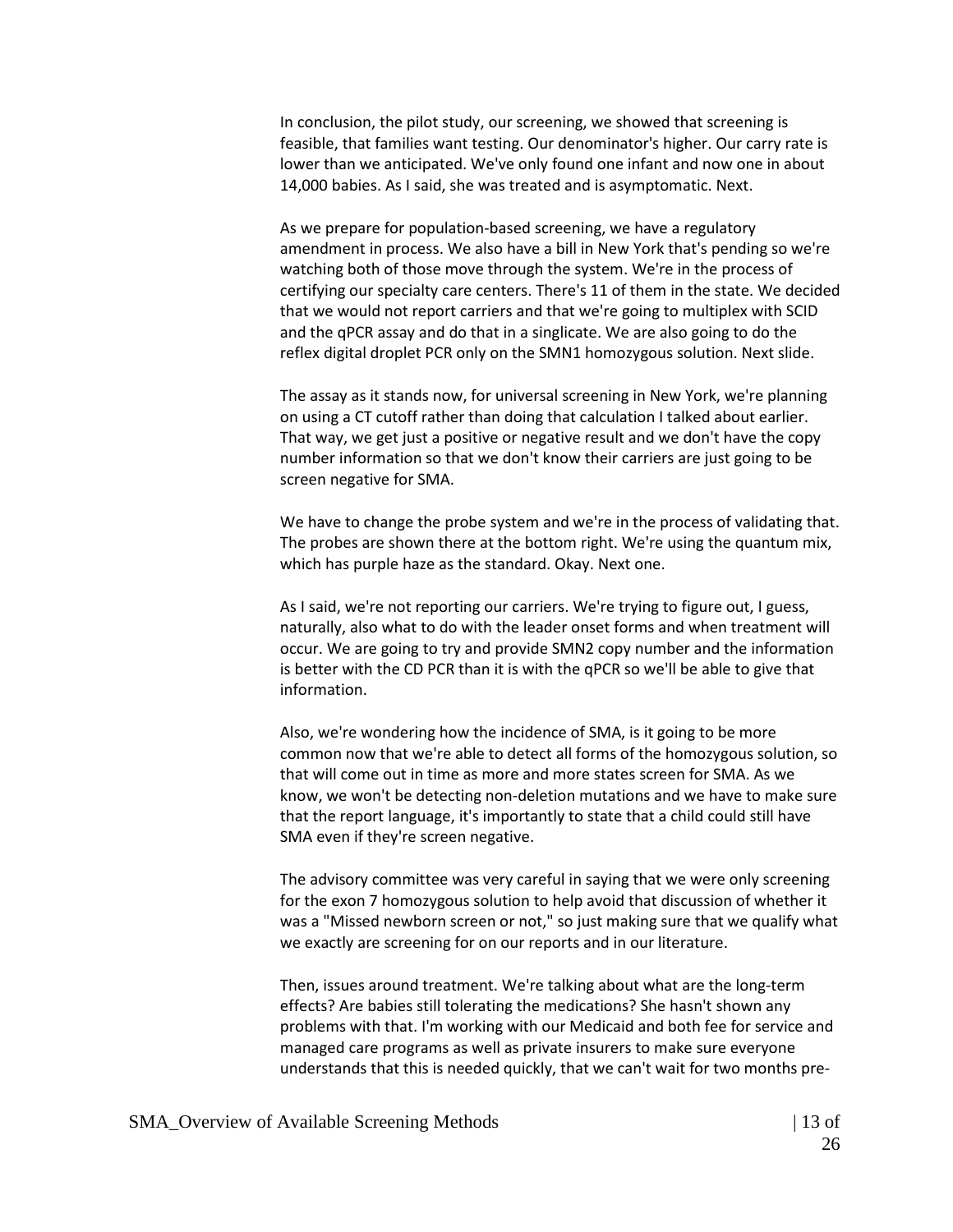In conclusion, the pilot study, our screening, we showed that screening is feasible, that families want testing. Our denominator's higher. Our carry rate is lower than we anticipated. We've only found one infant and now one in about 14,000 babies. As I said, she was treated and is asymptomatic. Next.

As we prepare for population-based screening, we have a regulatory amendment in process. We also have a bill in New York that's pending so we're watching both of those move through the system. We're in the process of certifying our specialty care centers. There's 11 of them in the state. We decided that we would not report carriers and that we're going to multiplex with SCID and the qPCR assay and do that in a singlicate. We are also going to do the reflex digital droplet PCR only on the SMN1 homozygous solution. Next slide.

The assay as it stands now, for universal screening in New York, we're planning on using a CT cutoff rather than doing that calculation I talked about earlier. That way, we get just a positive or negative result and we don't have the copy number information so that we don't know their carriers are just going to be screen negative for SMA.

We have to change the probe system and we're in the process of validating that. The probes are shown there at the bottom right. We're using the quantum mix, which has purple haze as the standard. Okay. Next one.

As I said, we're not reporting our carriers. We're trying to figure out, I guess, naturally, also what to do with the leader onset forms and when treatment will occur. We are going to try and provide SMN2 copy number and the information is better with the CD PCR than it is with the qPCR so we'll be able to give that information.

Also, we're wondering how the incidence of SMA, is it going to be more common now that we're able to detect all forms of the homozygous solution, so that will come out in time as more and more states screen for SMA. As we know, we won't be detecting non-deletion mutations and we have to make sure that the report language, it's importantly to state that a child could still have SMA even if they're screen negative.

The advisory committee was very careful in saying that we were only screening for the exon 7 homozygous solution to help avoid that discussion of whether it was a "Missed newborn screen or not," so just making sure that we qualify what we exactly are screening for on our reports and in our literature.

Then, issues around treatment. We're talking about what are the long-term effects? Are babies still tolerating the medications? She hasn't shown any problems with that. I'm working with our Medicaid and both fee for service and managed care programs as well as private insurers to make sure everyone understands that this is needed quickly, that we can't wait for two months pre-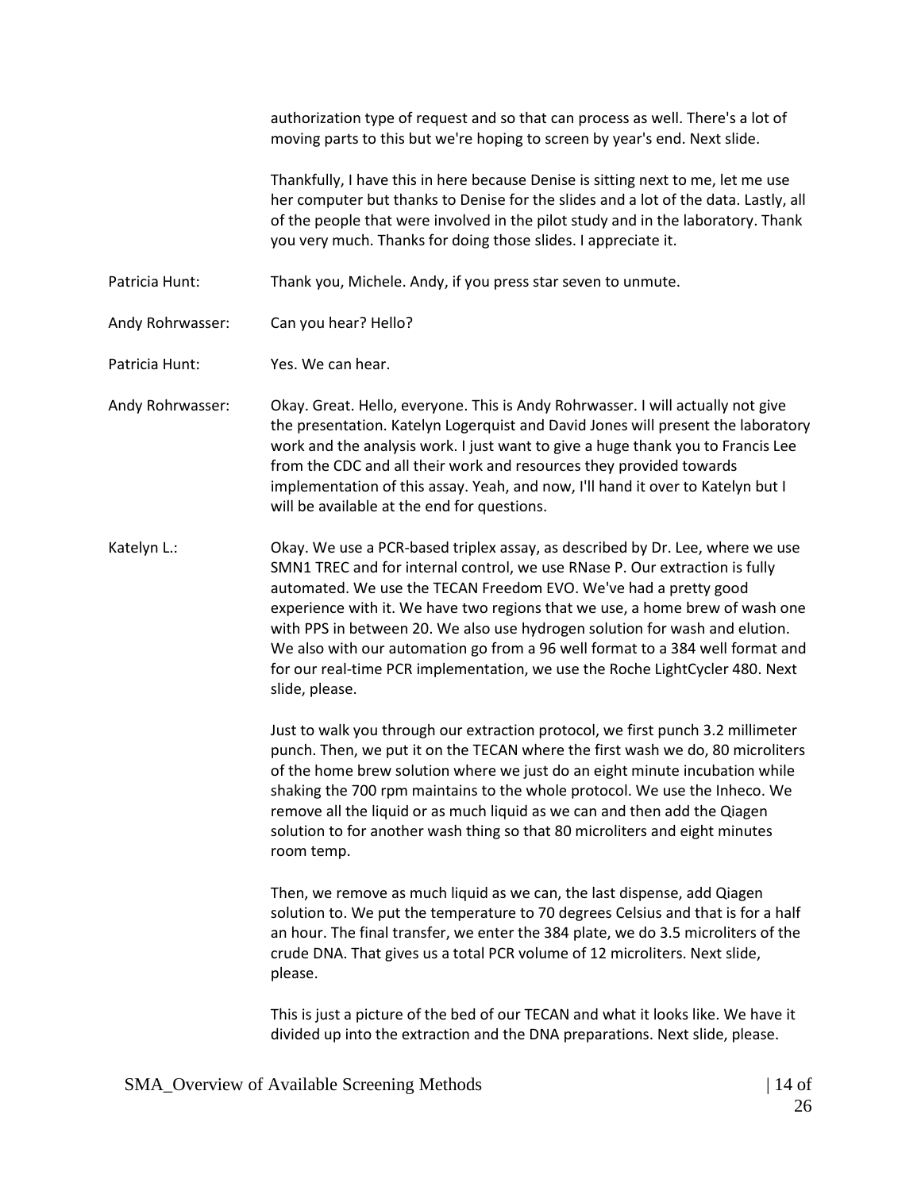authorization type of request and so that can process as well. There's a lot of moving parts to this but we're hoping to screen by year's end. Next slide.

Thankfully, I have this in here because Denise is sitting next to me, let me use her computer but thanks to Denise for the slides and a lot of the data. Lastly, all of the people that were involved in the pilot study and in the laboratory. Thank you very much. Thanks for doing those slides. I appreciate it.

Patricia Hunt: Thank you, Michele. Andy, if you press star seven to unmute.

Andy Rohrwasser: Can you hear? Hello?

Patricia Hunt: Yes. We can hear.

Andy Rohrwasser: Okay. Great. Hello, everyone. This is Andy Rohrwasser. I will actually not give the presentation. Katelyn Logerquist and David Jones will present the laboratory work and the analysis work. I just want to give a huge thank you to Francis Lee from the CDC and all their work and resources they provided towards implementation of this assay. Yeah, and now, I'll hand it over to Katelyn but I will be available at the end for questions.

Katelyn L.: Okay. We use a PCR-based triplex assay, as described by Dr. Lee, where we use SMN1 TREC and for internal control, we use RNase P. Our extraction is fully automated. We use the TECAN Freedom EVO. We've had a pretty good experience with it. We have two regions that we use, a home brew of wash one with PPS in between 20. We also use hydrogen solution for wash and elution. We also with our automation go from a 96 well format to a 384 well format and for our real-time PCR implementation, we use the Roche LightCycler 480. Next slide, please.

Just to walk you through our extraction protocol, we first punch 3.2 millimeter punch. Then, we put it on the TECAN where the first wash we do, 80 microliters of the home brew solution where we just do an eight minute incubation while shaking the 700 rpm maintains to the whole protocol. We use the Inheco. We remove all the liquid or as much liquid as we can and then add the Qiagen solution to for another wash thing so that 80 microliters and eight minutes room temp.

Then, we remove as much liquid as we can, the last dispense, add Qiagen solution to. We put the temperature to 70 degrees Celsius and that is for a half an hour. The final transfer, we enter the 384 plate, we do 3.5 microliters of the crude DNA. That gives us a total PCR volume of 12 microliters. Next slide, please.

This is just a picture of the bed of our TECAN and what it looks like. We have it divided up into the extraction and the DNA preparations. Next slide, please.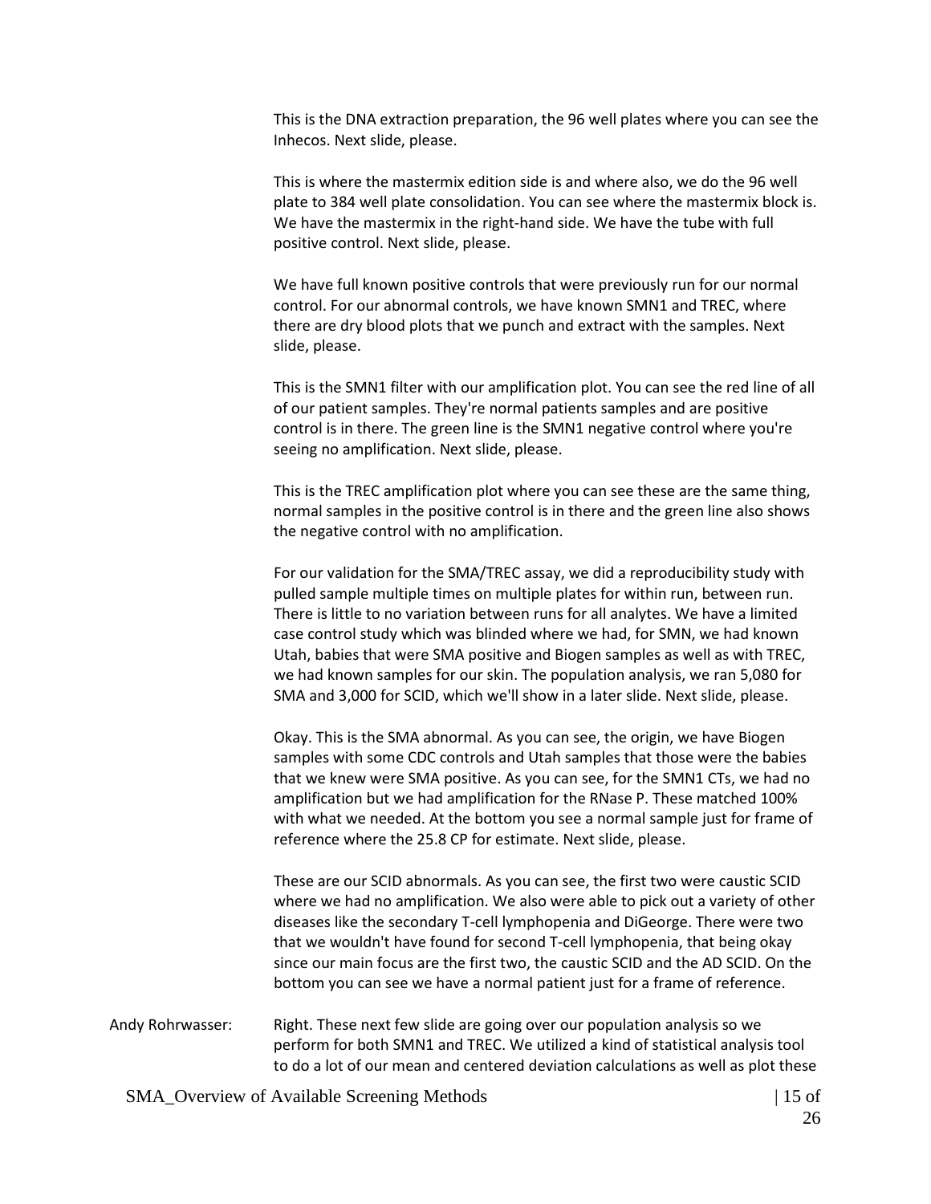This is the DNA extraction preparation, the 96 well plates where you can see the Inhecos. Next slide, please.

This is where the mastermix edition side is and where also, we do the 96 well plate to 384 well plate consolidation. You can see where the mastermix block is. We have the mastermix in the right-hand side. We have the tube with full positive control. Next slide, please.

We have full known positive controls that were previously run for our normal control. For our abnormal controls, we have known SMN1 and TREC, where there are dry blood plots that we punch and extract with the samples. Next slide, please.

This is the SMN1 filter with our amplification plot. You can see the red line of all of our patient samples. They're normal patients samples and are positive control is in there. The green line is the SMN1 negative control where you're seeing no amplification. Next slide, please.

This is the TREC amplification plot where you can see these are the same thing, normal samples in the positive control is in there and the green line also shows the negative control with no amplification.

For our validation for the SMA/TREC assay, we did a reproducibility study with pulled sample multiple times on multiple plates for within run, between run. There is little to no variation between runs for all analytes. We have a limited case control study which was blinded where we had, for SMN, we had known Utah, babies that were SMA positive and Biogen samples as well as with TREC, we had known samples for our skin. The population analysis, we ran 5,080 for SMA and 3,000 for SCID, which we'll show in a later slide. Next slide, please.

Okay. This is the SMA abnormal. As you can see, the origin, we have Biogen samples with some CDC controls and Utah samples that those were the babies that we knew were SMA positive. As you can see, for the SMN1 CTs, we had no amplification but we had amplification for the RNase P. These matched 100% with what we needed. At the bottom you see a normal sample just for frame of reference where the 25.8 CP for estimate. Next slide, please.

These are our SCID abnormals. As you can see, the first two were caustic SCID where we had no amplification. We also were able to pick out a variety of other diseases like the secondary T-cell lymphopenia and DiGeorge. There were two that we wouldn't have found for second T-cell lymphopenia, that being okay since our main focus are the first two, the caustic SCID and the AD SCID. On the bottom you can see we have a normal patient just for a frame of reference.

Andy Rohrwasser: Right. These next few slide are going over our population analysis so we perform for both SMN1 and TREC. We utilized a kind of statistical analysis tool to do a lot of our mean and centered deviation calculations as well as plot these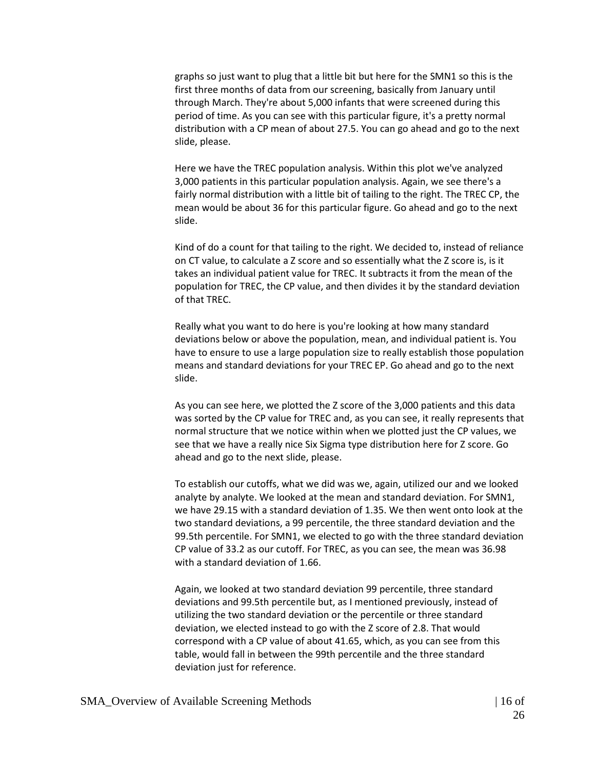graphs so just want to plug that a little bit but here for the SMN1 so this is the first three months of data from our screening, basically from January until through March. They're about 5,000 infants that were screened during this period of time. As you can see with this particular figure, it's a pretty normal distribution with a CP mean of about 27.5. You can go ahead and go to the next slide, please.

Here we have the TREC population analysis. Within this plot we've analyzed 3,000 patients in this particular population analysis. Again, we see there's a fairly normal distribution with a little bit of tailing to the right. The TREC CP, the mean would be about 36 for this particular figure. Go ahead and go to the next slide.

Kind of do a count for that tailing to the right. We decided to, instead of reliance on CT value, to calculate a Z score and so essentially what the Z score is, is it takes an individual patient value for TREC. It subtracts it from the mean of the population for TREC, the CP value, and then divides it by the standard deviation of that TREC.

Really what you want to do here is you're looking at how many standard deviations below or above the population, mean, and individual patient is. You have to ensure to use a large population size to really establish those population means and standard deviations for your TREC EP. Go ahead and go to the next slide.

As you can see here, we plotted the Z score of the 3,000 patients and this data was sorted by the CP value for TREC and, as you can see, it really represents that normal structure that we notice within when we plotted just the CP values, we see that we have a really nice Six Sigma type distribution here for Z score. Go ahead and go to the next slide, please.

To establish our cutoffs, what we did was we, again, utilized our and we looked analyte by analyte. We looked at the mean and standard deviation. For SMN1, we have 29.15 with a standard deviation of 1.35. We then went onto look at the two standard deviations, a 99 percentile, the three standard deviation and the 99.5th percentile. For SMN1, we elected to go with the three standard deviation CP value of 33.2 as our cutoff. For TREC, as you can see, the mean was 36.98 with a standard deviation of 1.66.

Again, we looked at two standard deviation 99 percentile, three standard deviations and 99.5th percentile but, as I mentioned previously, instead of utilizing the two standard deviation or the percentile or three standard deviation, we elected instead to go with the Z score of 2.8. That would correspond with a CP value of about 41.65, which, as you can see from this table, would fall in between the 99th percentile and the three standard deviation just for reference.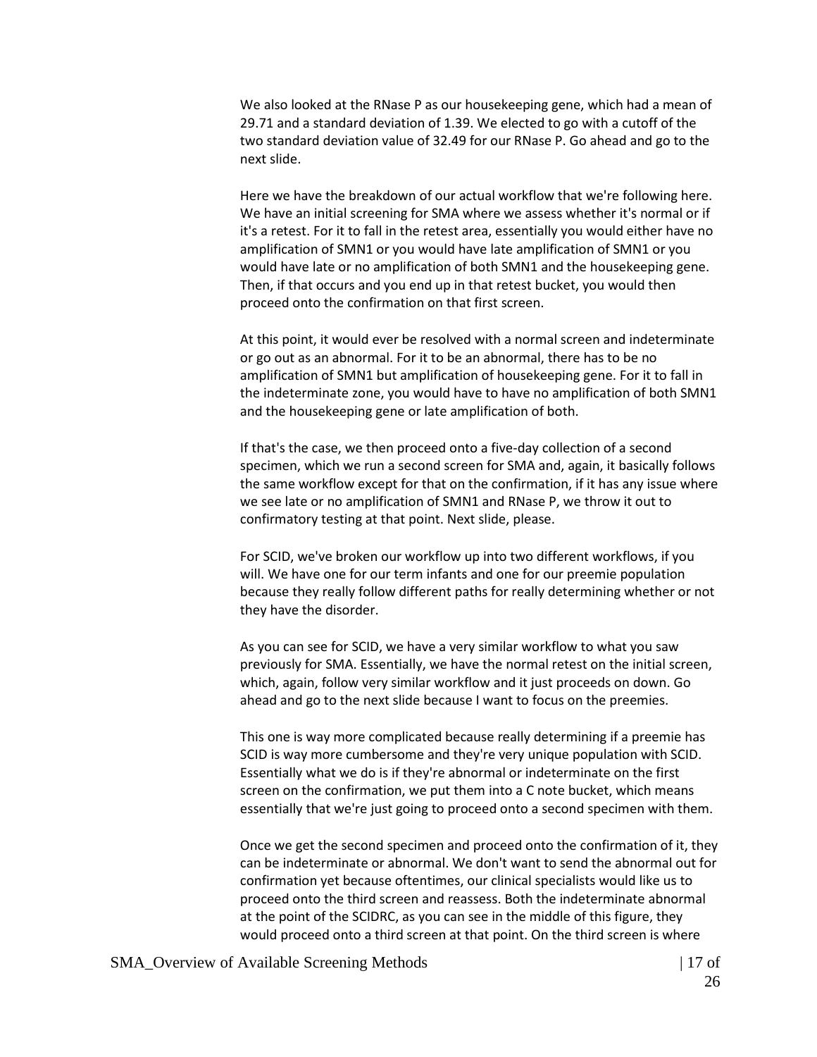We also looked at the RNase P as our housekeeping gene, which had a mean of 29.71 and a standard deviation of 1.39. We elected to go with a cutoff of the two standard deviation value of 32.49 for our RNase P. Go ahead and go to the next slide.

Here we have the breakdown of our actual workflow that we're following here. We have an initial screening for SMA where we assess whether it's normal or if it's a retest. For it to fall in the retest area, essentially you would either have no amplification of SMN1 or you would have late amplification of SMN1 or you would have late or no amplification of both SMN1 and the housekeeping gene. Then, if that occurs and you end up in that retest bucket, you would then proceed onto the confirmation on that first screen.

At this point, it would ever be resolved with a normal screen and indeterminate or go out as an abnormal. For it to be an abnormal, there has to be no amplification of SMN1 but amplification of housekeeping gene. For it to fall in the indeterminate zone, you would have to have no amplification of both SMN1 and the housekeeping gene or late amplification of both.

If that's the case, we then proceed onto a five-day collection of a second specimen, which we run a second screen for SMA and, again, it basically follows the same workflow except for that on the confirmation, if it has any issue where we see late or no amplification of SMN1 and RNase P, we throw it out to confirmatory testing at that point. Next slide, please.

For SCID, we've broken our workflow up into two different workflows, if you will. We have one for our term infants and one for our preemie population because they really follow different paths for really determining whether or not they have the disorder.

As you can see for SCID, we have a very similar workflow to what you saw previously for SMA. Essentially, we have the normal retest on the initial screen, which, again, follow very similar workflow and it just proceeds on down. Go ahead and go to the next slide because I want to focus on the preemies.

This one is way more complicated because really determining if a preemie has SCID is way more cumbersome and they're very unique population with SCID. Essentially what we do is if they're abnormal or indeterminate on the first screen on the confirmation, we put them into a C note bucket, which means essentially that we're just going to proceed onto a second specimen with them.

Once we get the second specimen and proceed onto the confirmation of it, they can be indeterminate or abnormal. We don't want to send the abnormal out for confirmation yet because oftentimes, our clinical specialists would like us to proceed onto the third screen and reassess. Both the indeterminate abnormal at the point of the SCIDRC, as you can see in the middle of this figure, they would proceed onto a third screen at that point. On the third screen is where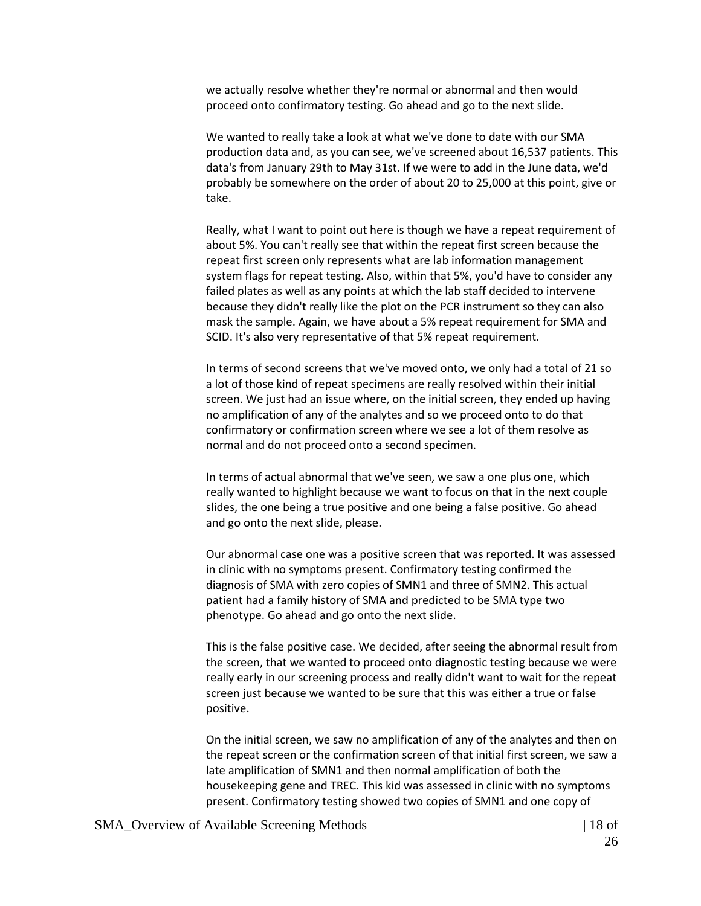we actually resolve whether they're normal or abnormal and then would proceed onto confirmatory testing. Go ahead and go to the next slide.

We wanted to really take a look at what we've done to date with our SMA production data and, as you can see, we've screened about 16,537 patients. This data's from January 29th to May 31st. If we were to add in the June data, we'd probably be somewhere on the order of about 20 to 25,000 at this point, give or take.

Really, what I want to point out here is though we have a repeat requirement of about 5%. You can't really see that within the repeat first screen because the repeat first screen only represents what are lab information management system flags for repeat testing. Also, within that 5%, you'd have to consider any failed plates as well as any points at which the lab staff decided to intervene because they didn't really like the plot on the PCR instrument so they can also mask the sample. Again, we have about a 5% repeat requirement for SMA and SCID. It's also very representative of that 5% repeat requirement.

In terms of second screens that we've moved onto, we only had a total of 21 so a lot of those kind of repeat specimens are really resolved within their initial screen. We just had an issue where, on the initial screen, they ended up having no amplification of any of the analytes and so we proceed onto to do that confirmatory or confirmation screen where we see a lot of them resolve as normal and do not proceed onto a second specimen.

In terms of actual abnormal that we've seen, we saw a one plus one, which really wanted to highlight because we want to focus on that in the next couple slides, the one being a true positive and one being a false positive. Go ahead and go onto the next slide, please.

Our abnormal case one was a positive screen that was reported. It was assessed in clinic with no symptoms present. Confirmatory testing confirmed the diagnosis of SMA with zero copies of SMN1 and three of SMN2. This actual patient had a family history of SMA and predicted to be SMA type two phenotype. Go ahead and go onto the next slide.

This is the false positive case. We decided, after seeing the abnormal result from the screen, that we wanted to proceed onto diagnostic testing because we were really early in our screening process and really didn't want to wait for the repeat screen just because we wanted to be sure that this was either a true or false positive.

On the initial screen, we saw no amplification of any of the analytes and then on the repeat screen or the confirmation screen of that initial first screen, we saw a late amplification of SMN1 and then normal amplification of both the housekeeping gene and TREC. This kid was assessed in clinic with no symptoms present. Confirmatory testing showed two copies of SMN1 and one copy of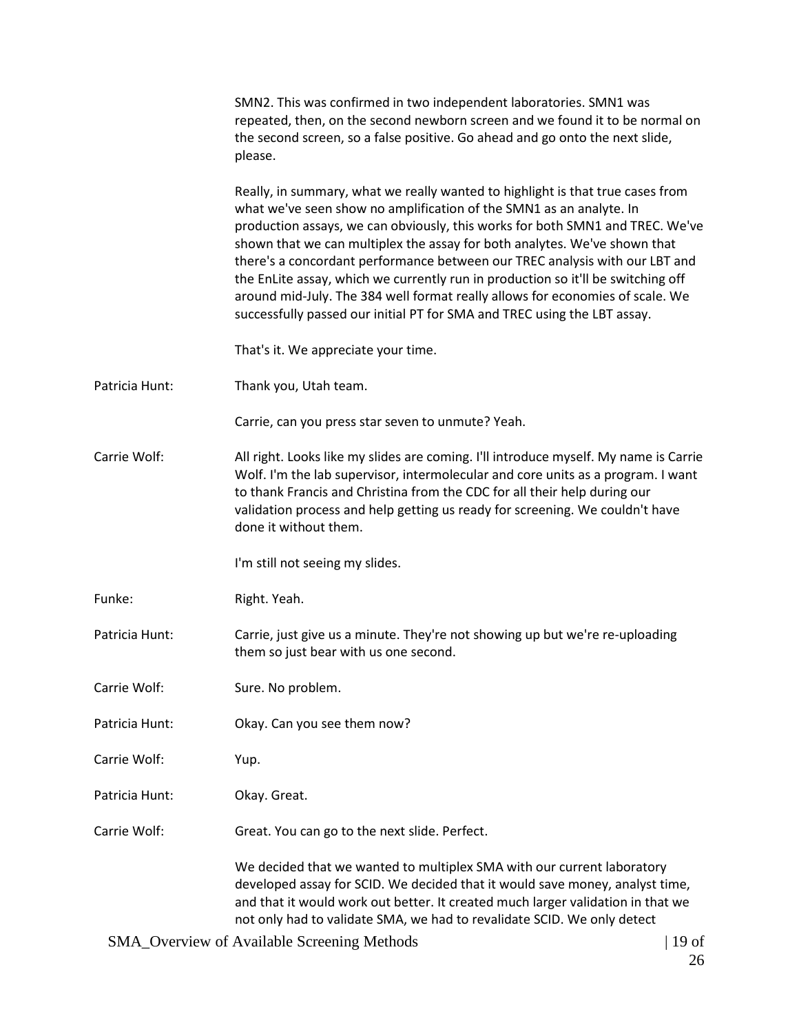SMN2. This was confirmed in two independent laboratories. SMN1 was repeated, then, on the second newborn screen and we found it to be normal on the second screen, so a false positive. Go ahead and go onto the next slide, please.

Really, in summary, what we really wanted to highlight is that true cases from what we've seen show no amplification of the SMN1 as an analyte. In production assays, we can obviously, this works for both SMN1 and TREC. We've shown that we can multiplex the assay for both analytes. We've shown that there's a concordant performance between our TREC analysis with our LBT and the EnLite assay, which we currently run in production so it'll be switching off around mid-July. The 384 well format really allows for economies of scale. We successfully passed our initial PT for SMA and TREC using the LBT assay.

That's it. We appreciate your time.

Patricia Hunt: Thank you, Utah team.

Carrie, can you press star seven to unmute? Yeah.

Carrie Wolf: All right. Looks like my slides are coming. I'll introduce myself. My name is Carrie Wolf. I'm the lab supervisor, intermolecular and core units as a program. I want to thank Francis and Christina from the CDC for all their help during our validation process and help getting us ready for screening. We couldn't have done it without them.

I'm still not seeing my slides.

Funke: Right. Yeah.

Patricia Hunt: Carrie, just give us a minute. They're not showing up but we're re-uploading them so just bear with us one second.

Carrie Wolf: Sure. No problem.

Patricia Hunt: Okay. Can you see them now?

Carrie Wolf: Yup.

Patricia Hunt: Okay. Great.

Carrie Wolf: Great. You can go to the next slide. Perfect.

We decided that we wanted to multiplex SMA with our current laboratory developed assay for SCID. We decided that it would save money, analyst time, and that it would work out better. It created much larger validation in that we not only had to validate SMA, we had to revalidate SCID. We only detect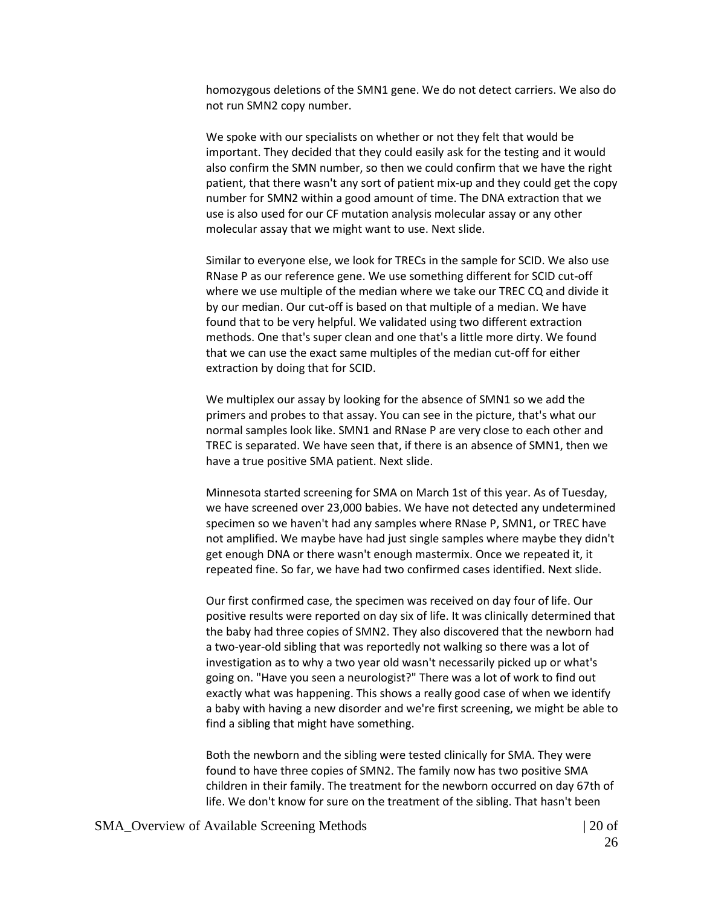homozygous deletions of the SMN1 gene. We do not detect carriers. We also do not run SMN2 copy number.

We spoke with our specialists on whether or not they felt that would be important. They decided that they could easily ask for the testing and it would also confirm the SMN number, so then we could confirm that we have the right patient, that there wasn't any sort of patient mix-up and they could get the copy number for SMN2 within a good amount of time. The DNA extraction that we use is also used for our CF mutation analysis molecular assay or any other molecular assay that we might want to use. Next slide.

Similar to everyone else, we look for TRECs in the sample for SCID. We also use RNase P as our reference gene. We use something different for SCID cut-off where we use multiple of the median where we take our TREC CQ and divide it by our median. Our cut-off is based on that multiple of a median. We have found that to be very helpful. We validated using two different extraction methods. One that's super clean and one that's a little more dirty. We found that we can use the exact same multiples of the median cut-off for either extraction by doing that for SCID.

We multiplex our assay by looking for the absence of SMN1 so we add the primers and probes to that assay. You can see in the picture, that's what our normal samples look like. SMN1 and RNase P are very close to each other and TREC is separated. We have seen that, if there is an absence of SMN1, then we have a true positive SMA patient. Next slide.

Minnesota started screening for SMA on March 1st of this year. As of Tuesday, we have screened over 23,000 babies. We have not detected any undetermined specimen so we haven't had any samples where RNase P, SMN1, or TREC have not amplified. We maybe have had just single samples where maybe they didn't get enough DNA or there wasn't enough mastermix. Once we repeated it, it repeated fine. So far, we have had two confirmed cases identified. Next slide.

Our first confirmed case, the specimen was received on day four of life. Our positive results were reported on day six of life. It was clinically determined that the baby had three copies of SMN2. They also discovered that the newborn had a two-year-old sibling that was reportedly not walking so there was a lot of investigation as to why a two year old wasn't necessarily picked up or what's going on. "Have you seen a neurologist?" There was a lot of work to find out exactly what was happening. This shows a really good case of when we identify a baby with having a new disorder and we're first screening, we might be able to find a sibling that might have something.

Both the newborn and the sibling were tested clinically for SMA. They were found to have three copies of SMN2. The family now has two positive SMA children in their family. The treatment for the newborn occurred on day 67th of life. We don't know for sure on the treatment of the sibling. That hasn't been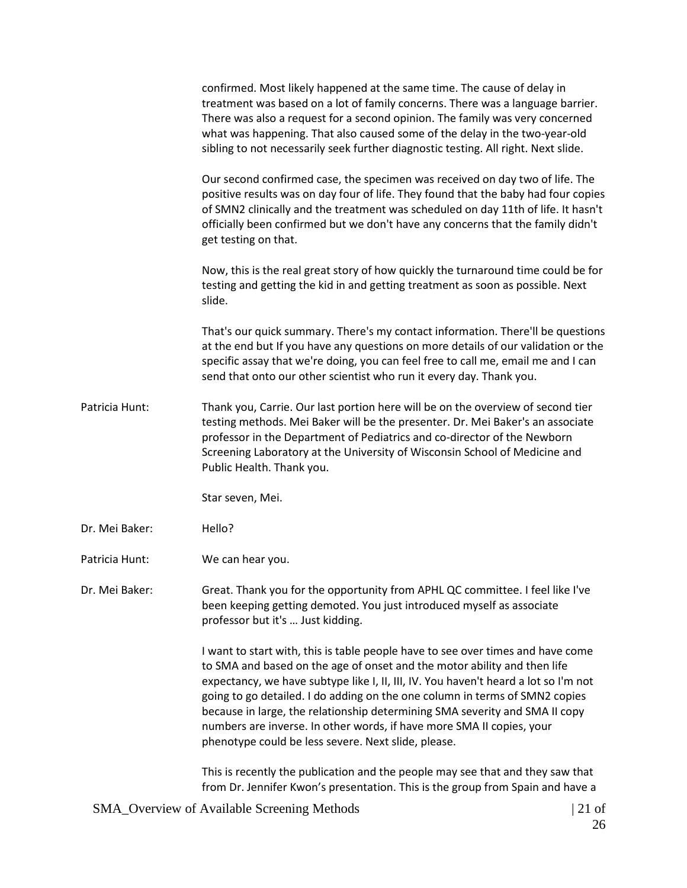confirmed. Most likely happened at the same time. The cause of delay in treatment was based on a lot of family concerns. There was a language barrier. There was also a request for a second opinion. The family was very concerned what was happening. That also caused some of the delay in the two-year-old sibling to not necessarily seek further diagnostic testing. All right. Next slide.

Our second confirmed case, the specimen was received on day two of life. The positive results was on day four of life. They found that the baby had four copies of SMN2 clinically and the treatment was scheduled on day 11th of life. It hasn't officially been confirmed but we don't have any concerns that the family didn't get testing on that.

Now, this is the real great story of how quickly the turnaround time could be for testing and getting the kid in and getting treatment as soon as possible. Next slide.

That's our quick summary. There's my contact information. There'll be questions at the end but If you have any questions on more details of our validation or the specific assay that we're doing, you can feel free to call me, email me and I can send that onto our other scientist who run it every day. Thank you.

Patricia Hunt: Thank you, Carrie. Our last portion here will be on the overview of second tier testing methods. Mei Baker will be the presenter. Dr. Mei Baker's an associate professor in the Department of Pediatrics and co-director of the Newborn Screening Laboratory at the University of Wisconsin School of Medicine and Public Health. Thank you.

Star seven, Mei.

Dr. Mei Baker: Hello?

Patricia Hunt: We can hear you.

Dr. Mei Baker: Great. Thank you for the opportunity from APHL QC committee. I feel like I've been keeping getting demoted. You just introduced myself as associate professor but it's … Just kidding.

I want to start with, this is table people have to see over times and have come to SMA and based on the age of onset and the motor ability and then life expectancy, we have subtype like I, II, III, IV. You haven't heard a lot so I'm not going to go detailed. I do adding on the one column in terms of SMN2 copies because in large, the relationship determining SMA severity and SMA II copy numbers are inverse. In other words, if have more SMA II copies, your phenotype could be less severe. Next slide, please.

This is recently the publication and the people may see that and they saw that from Dr. Jennifer Kwon's presentation. This is the group from Spain and have a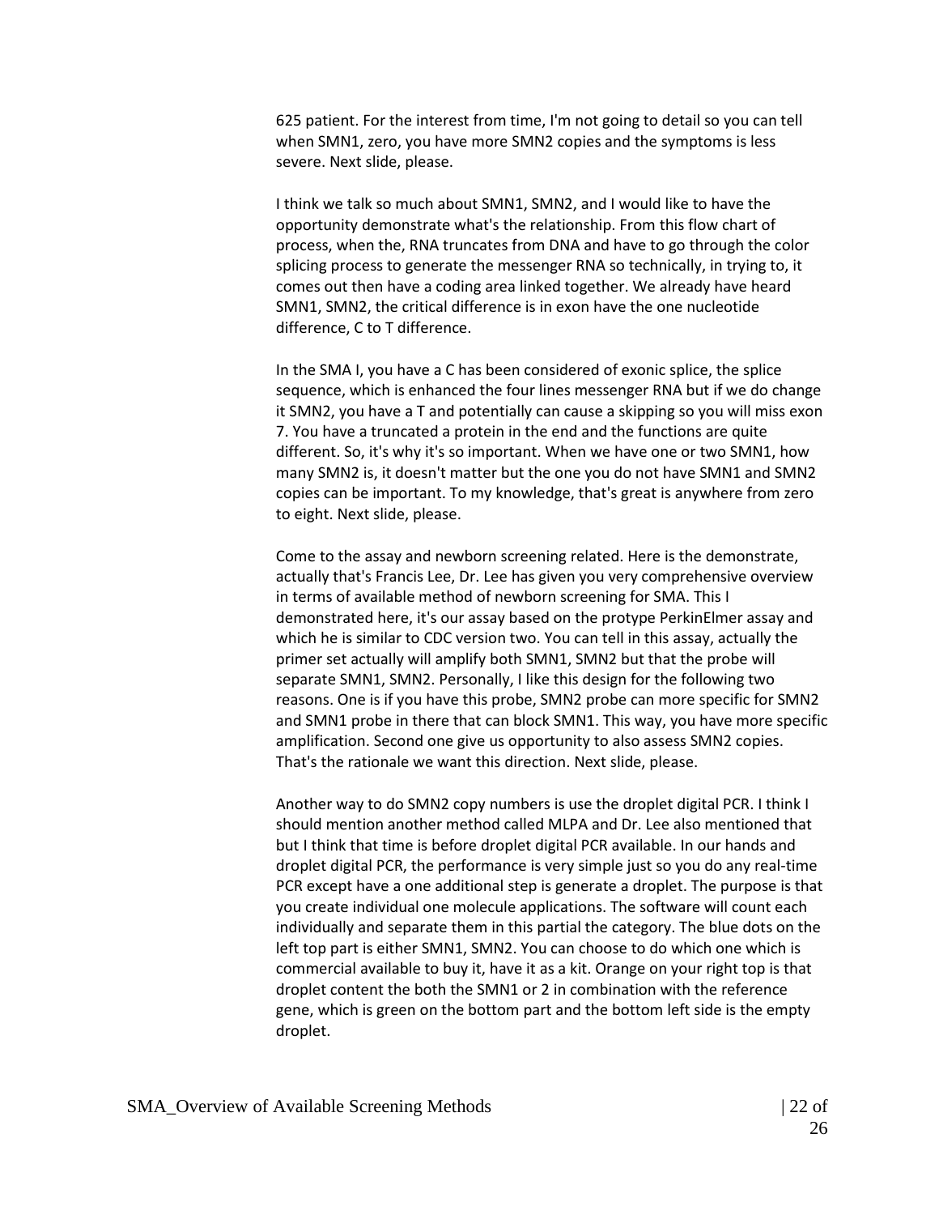625 patient. For the interest from time, I'm not going to detail so you can tell when SMN1, zero, you have more SMN2 copies and the symptoms is less severe. Next slide, please.

I think we talk so much about SMN1, SMN2, and I would like to have the opportunity demonstrate what's the relationship. From this flow chart of process, when the, RNA truncates from DNA and have to go through the color splicing process to generate the messenger RNA so technically, in trying to, it comes out then have a coding area linked together. We already have heard SMN1, SMN2, the critical difference is in exon have the one nucleotide difference, C to T difference.

In the SMA I, you have a C has been considered of exonic splice, the splice sequence, which is enhanced the four lines messenger RNA but if we do change it SMN2, you have a T and potentially can cause a skipping so you will miss exon 7. You have a truncated a protein in the end and the functions are quite different. So, it's why it's so important. When we have one or two SMN1, how many SMN2 is, it doesn't matter but the one you do not have SMN1 and SMN2 copies can be important. To my knowledge, that's great is anywhere from zero to eight. Next slide, please.

Come to the assay and newborn screening related. Here is the demonstrate, actually that's Francis Lee, Dr. Lee has given you very comprehensive overview in terms of available method of newborn screening for SMA. This I demonstrated here, it's our assay based on the protype PerkinElmer assay and which he is similar to CDC version two. You can tell in this assay, actually the primer set actually will amplify both SMN1, SMN2 but that the probe will separate SMN1, SMN2. Personally, I like this design for the following two reasons. One is if you have this probe, SMN2 probe can more specific for SMN2 and SMN1 probe in there that can block SMN1. This way, you have more specific amplification. Second one give us opportunity to also assess SMN2 copies. That's the rationale we want this direction. Next slide, please.

Another way to do SMN2 copy numbers is use the droplet digital PCR. I think I should mention another method called MLPA and Dr. Lee also mentioned that but I think that time is before droplet digital PCR available. In our hands and droplet digital PCR, the performance is very simple just so you do any real-time PCR except have a one additional step is generate a droplet. The purpose is that you create individual one molecule applications. The software will count each individually and separate them in this partial the category. The blue dots on the left top part is either SMN1, SMN2. You can choose to do which one which is commercial available to buy it, have it as a kit. Orange on your right top is that droplet content the both the SMN1 or 2 in combination with the reference gene, which is green on the bottom part and the bottom left side is the empty droplet.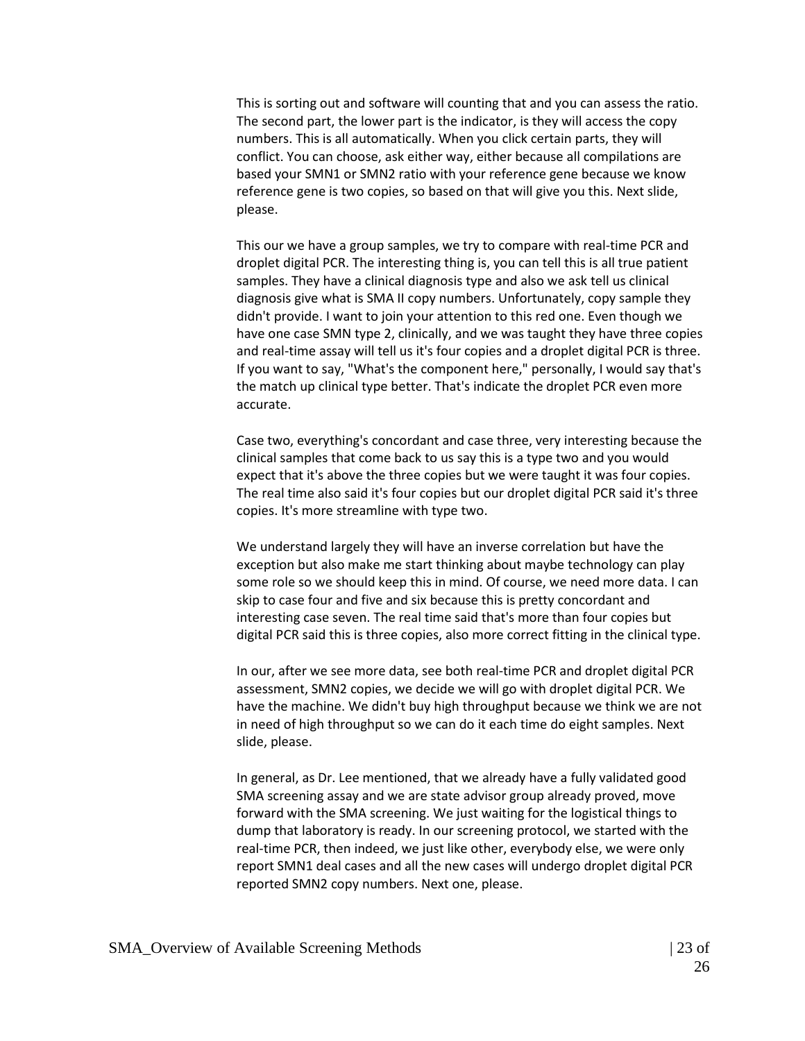This is sorting out and software will counting that and you can assess the ratio. The second part, the lower part is the indicator, is they will access the copy numbers. This is all automatically. When you click certain parts, they will conflict. You can choose, ask either way, either because all compilations are based your SMN1 or SMN2 ratio with your reference gene because we know reference gene is two copies, so based on that will give you this. Next slide, please.

This our we have a group samples, we try to compare with real-time PCR and droplet digital PCR. The interesting thing is, you can tell this is all true patient samples. They have a clinical diagnosis type and also we ask tell us clinical diagnosis give what is SMA II copy numbers. Unfortunately, copy sample they didn't provide. I want to join your attention to this red one. Even though we have one case SMN type 2, clinically, and we was taught they have three copies and real-time assay will tell us it's four copies and a droplet digital PCR is three. If you want to say, "What's the component here," personally, I would say that's the match up clinical type better. That's indicate the droplet PCR even more accurate.

Case two, everything's concordant and case three, very interesting because the clinical samples that come back to us say this is a type two and you would expect that it's above the three copies but we were taught it was four copies. The real time also said it's four copies but our droplet digital PCR said it's three copies. It's more streamline with type two.

We understand largely they will have an inverse correlation but have the exception but also make me start thinking about maybe technology can play some role so we should keep this in mind. Of course, we need more data. I can skip to case four and five and six because this is pretty concordant and interesting case seven. The real time said that's more than four copies but digital PCR said this is three copies, also more correct fitting in the clinical type.

In our, after we see more data, see both real-time PCR and droplet digital PCR assessment, SMN2 copies, we decide we will go with droplet digital PCR. We have the machine. We didn't buy high throughput because we think we are not in need of high throughput so we can do it each time do eight samples. Next slide, please.

In general, as Dr. Lee mentioned, that we already have a fully validated good SMA screening assay and we are state advisor group already proved, move forward with the SMA screening. We just waiting for the logistical things to dump that laboratory is ready. In our screening protocol, we started with the real-time PCR, then indeed, we just like other, everybody else, we were only report SMN1 deal cases and all the new cases will undergo droplet digital PCR reported SMN2 copy numbers. Next one, please.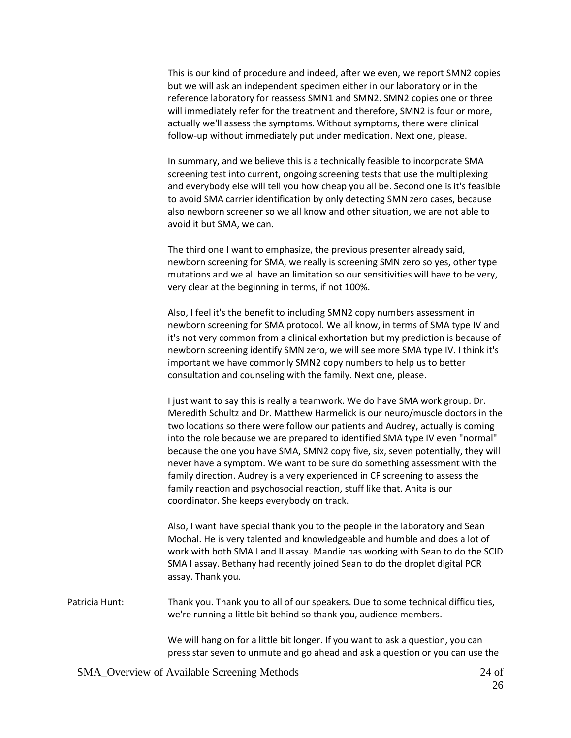This is our kind of procedure and indeed, after we even, we report SMN2 copies but we will ask an independent specimen either in our laboratory or in the reference laboratory for reassess SMN1 and SMN2. SMN2 copies one or three will immediately refer for the treatment and therefore, SMN2 is four or more, actually we'll assess the symptoms. Without symptoms, there were clinical follow-up without immediately put under medication. Next one, please.

In summary, and we believe this is a technically feasible to incorporate SMA screening test into current, ongoing screening tests that use the multiplexing and everybody else will tell you how cheap you all be. Second one is it's feasible to avoid SMA carrier identification by only detecting SMN zero cases, because also newborn screener so we all know and other situation, we are not able to avoid it but SMA, we can.

The third one I want to emphasize, the previous presenter already said, newborn screening for SMA, we really is screening SMN zero so yes, other type mutations and we all have an limitation so our sensitivities will have to be very, very clear at the beginning in terms, if not 100%.

Also, I feel it's the benefit to including SMN2 copy numbers assessment in newborn screening for SMA protocol. We all know, in terms of SMA type IV and it's not very common from a clinical exhortation but my prediction is because of newborn screening identify SMN zero, we will see more SMA type IV. I think it's important we have commonly SMN2 copy numbers to help us to better consultation and counseling with the family. Next one, please.

I just want to say this is really a teamwork. We do have SMA work group. Dr. Meredith Schultz and Dr. Matthew Harmelick is our neuro/muscle doctors in the two locations so there were follow our patients and Audrey, actually is coming into the role because we are prepared to identified SMA type IV even "normal" because the one you have SMA, SMN2 copy five, six, seven potentially, they will never have a symptom. We want to be sure do something assessment with the family direction. Audrey is a very experienced in CF screening to assess the family reaction and psychosocial reaction, stuff like that. Anita is our coordinator. She keeps everybody on track.

Also, I want have special thank you to the people in the laboratory and Sean Mochal. He is very talented and knowledgeable and humble and does a lot of work with both SMA I and II assay. Mandie has working with Sean to do the SCID SMA I assay. Bethany had recently joined Sean to do the droplet digital PCR assay. Thank you.

Patricia Hunt: Thank you. Thank you to all of our speakers. Due to some technical difficulties, we're running a little bit behind so thank you, audience members.

We will hang on for a little bit longer. If you want to ask a question, you can press star seven to unmute and go ahead and ask a question or you can use the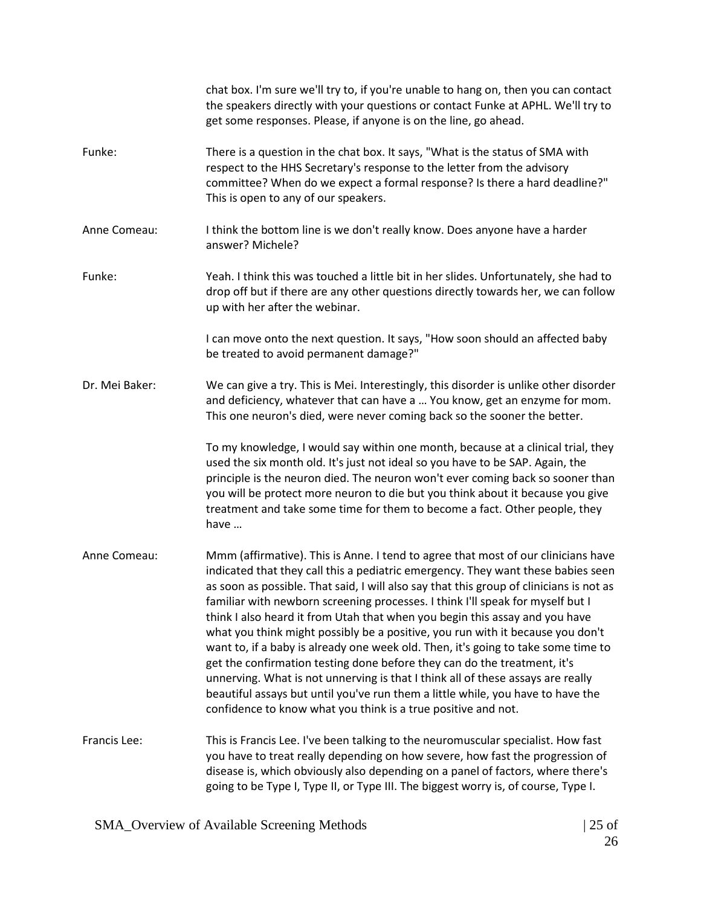chat box. I'm sure we'll try to, if you're unable to hang on, then you can contact the speakers directly with your questions or contact Funke at APHL. We'll try to get some responses. Please, if anyone is on the line, go ahead.

Funke: There is a question in the chat box. It says, "What is the status of SMA with respect to the HHS Secretary's response to the letter from the advisory committee? When do we expect a formal response? Is there a hard deadline?" This is open to any of our speakers.

Anne Comeau: I think the bottom line is we don't really know. Does anyone have a harder answer? Michele?

Funke: Yeah. I think this was touched a little bit in her slides. Unfortunately, she had to drop off but if there are any other questions directly towards her, we can follow up with her after the webinar.

I can move onto the next question. It says, "How soon should an affected baby be treated to avoid permanent damage?"

Dr. Mei Baker: We can give a try. This is Mei. Interestingly, this disorder is unlike other disorder and deficiency, whatever that can have a … You know, get an enzyme for mom. This one neuron's died, were never coming back so the sooner the better.

To my knowledge, I would say within one month, because at a clinical trial, they used the six month old. It's just not ideal so you have to be SAP. Again, the principle is the neuron died. The neuron won't ever coming back so sooner than you will be protect more neuron to die but you think about it because you give treatment and take some time for them to become a fact. Other people, they have …

Anne Comeau: Mmm (affirmative). This is Anne. I tend to agree that most of our clinicians have indicated that they call this a pediatric emergency. They want these babies seen as soon as possible. That said, I will also say that this group of clinicians is not as familiar with newborn screening processes. I think I'll speak for myself but I think I also heard it from Utah that when you begin this assay and you have what you think might possibly be a positive, you run with it because you don't want to, if a baby is already one week old. Then, it's going to take some time to get the confirmation testing done before they can do the treatment, it's unnerving. What is not unnerving is that I think all of these assays are really beautiful assays but until you've run them a little while, you have to have the confidence to know what you think is a true positive and not.

Francis Lee: This is Francis Lee. I've been talking to the neuromuscular specialist. How fast you have to treat really depending on how severe, how fast the progression of disease is, which obviously also depending on a panel of factors, where there's going to be Type I, Type II, or Type III. The biggest worry is, of course, Type I.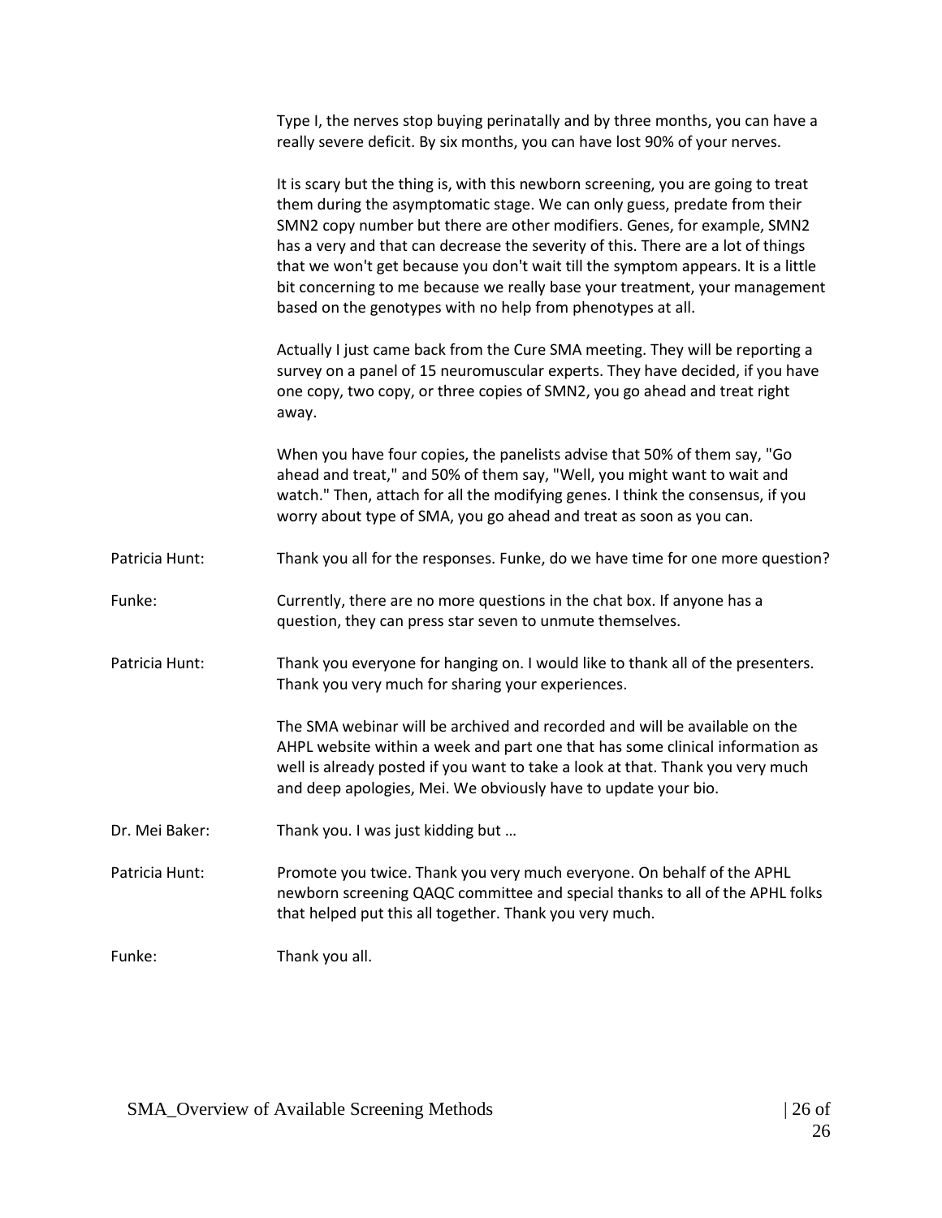Type I, the nerves stop buying perinatally and by three months, you can have a really severe deficit. By six months, you can have lost 90% of your nerves.

It is scary but the thing is, with this newborn screening, you are going to treat them during the asymptomatic stage. We can only guess, predate from their SMN2 copy number but there are other modifiers. Genes, for example, SMN2 has a very and that can decrease the severity of this. There are a lot of things that we won't get because you don't wait till the symptom appears. It is a little bit concerning to me because we really base your treatment, your management based on the genotypes with no help from phenotypes at all.

Actually I just came back from the Cure SMA meeting. They will be reporting a survey on a panel of 15 neuromuscular experts. They have decided, if you have one copy, two copy, or three copies of SMN2, you go ahead and treat right away.

When you have four copies, the panelists advise that 50% of them say, "Go ahead and treat," and 50% of them say, "Well, you might want to wait and watch." Then, attach for all the modifying genes. I think the consensus, if you worry about type of SMA, you go ahead and treat as soon as you can.

Patricia Hunt: Thank you all for the responses. Funke, do we have time for one more question?

Funke: Currently, there are no more questions in the chat box. If anyone has a question, they can press star seven to unmute themselves.

Patricia Hunt: Thank you everyone for hanging on. I would like to thank all of the presenters. Thank you very much for sharing your experiences.

The SMA webinar will be archived and recorded and will be available on the AHPL website within a week and part one that has some clinical information as well is already posted if you want to take a look at that. Thank you very much and deep apologies, Mei. We obviously have to update your bio.

Dr. Mei Baker: Thank you. I was just kidding but …

Patricia Hunt: Promote you twice. Thank you very much everyone. On behalf of the APHL newborn screening QAQC committee and special thanks to all of the APHL folks that helped put this all together. Thank you very much.

Funke: Thank you all.